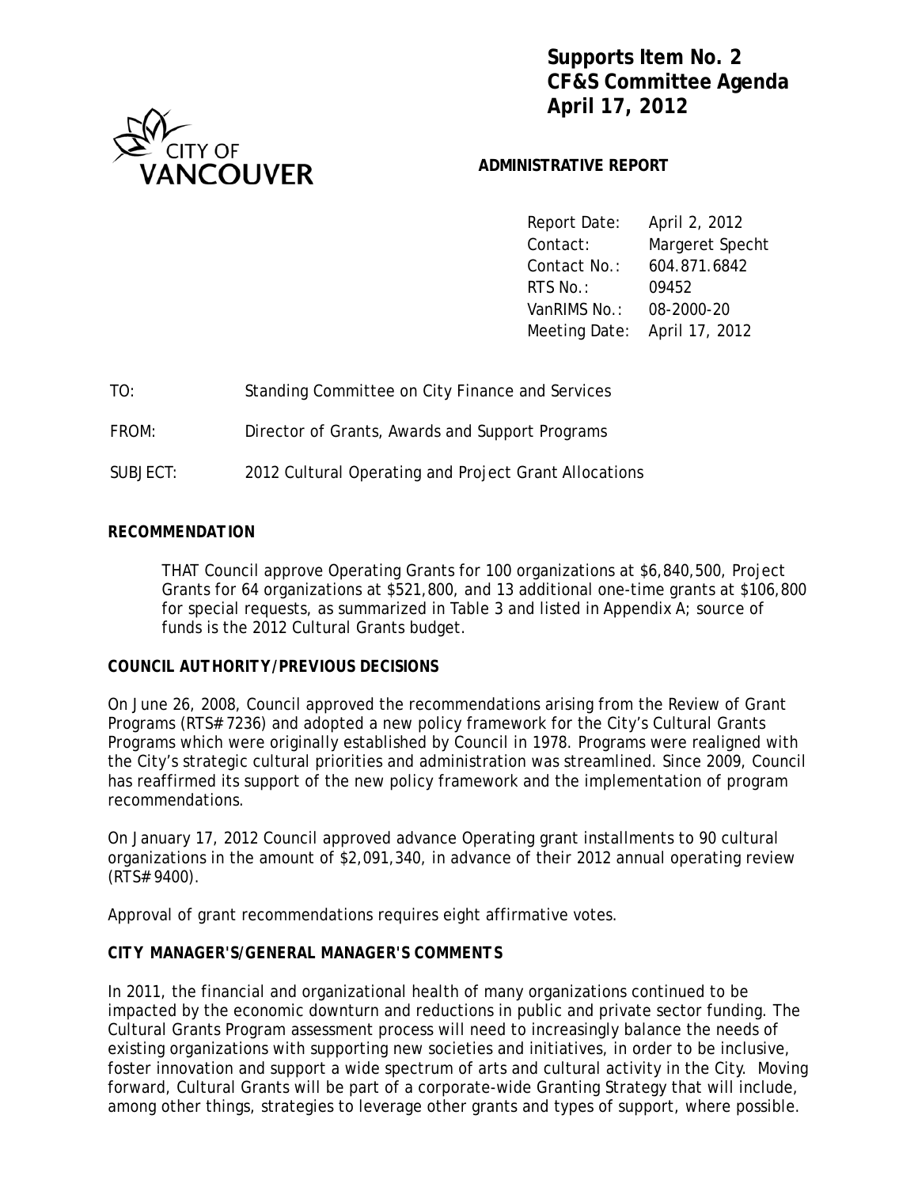**Supports Item No. 2**
**CF&S Committee Agenda**
**April 17, 2012**

CITY OF VANCOUVER

**ADMINISTRATIVE REPORT**

| | |
|---|---|
| Report Date: | April 2, 2012 |
| Contact: | Margeret Specht |
| Contact No.: | 604.871.6842 |
| RTS No.: | 09452 |
| VanRIMS No.: | 08-2000-20 |
| Meeting Date: | April 17, 2012 |

TO: Standing Committee on City Finance and Services

FROM: Director of Grants, Awards and Support Programs

SUBJECT: 2012 Cultural Operating and Project Grant Allocations

## RECOMMENDATION

THAT Council approve Operating Grants for 100 organizations at $6,840,500, Project Grants for 64 organizations at $521,800, and 13 additional one-time grants at $106,800 for special requests, as summarized in Table 3 and listed in Appendix A; source of funds is the 2012 Cultural Grants budget.

## COUNCIL AUTHORITY/PREVIOUS DECISIONS

On June 26, 2008, Council approved the recommendations arising from the Review of Grant Programs (RTS# 7236) and adopted a new policy framework for the City's Cultural Grants Programs which were originally established by Council in 1978. Programs were realigned with the City's strategic cultural priorities and administration was streamlined. Since 2009, Council has reaffirmed its support of the new policy framework and the implementation of program recommendations.

On January 17, 2012 Council approved advance Operating grant installments to 90 cultural organizations in the amount of $2,091,340, in advance of their 2012 annual operating review (RTS# 9400).

Approval of grant recommendations requires eight affirmative votes.

## CITY MANAGER'S/GENERAL MANAGER'S COMMENTS

In 2011, the financial and organizational health of many organizations continued to be impacted by the economic downturn and reductions in public and private sector funding. The Cultural Grants Program assessment process will need to increasingly balance the needs of existing organizations with supporting new societies and initiatives, in order to be inclusive, foster innovation and support a wide spectrum of arts and cultural activity in the City. Moving forward, Cultural Grants will be part of a corporate-wide Granting Strategy that will include, among other things, strategies to leverage other grants and types of support, where possible.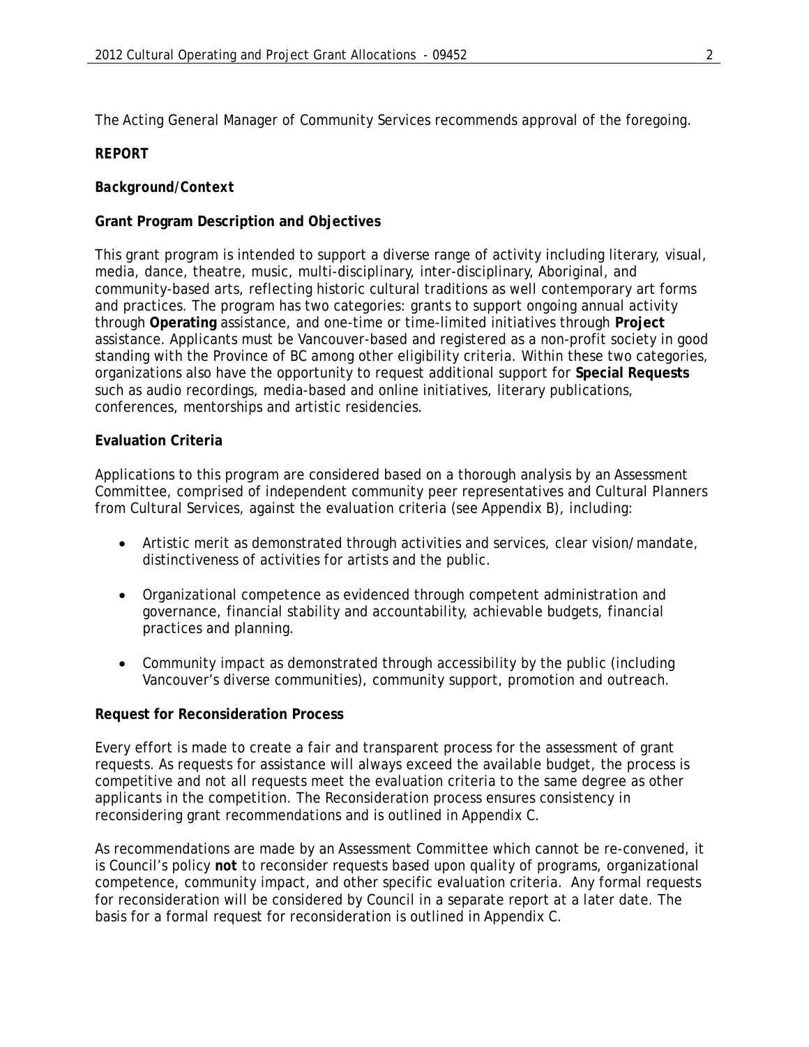The Acting General Manager of Community Services recommends approval of the foregoing.

## REPORT

### *Background/Context*

**Grant Program Description and Objectives**

This grant program is intended to support a diverse range of activity including literary, visual, media, dance, theatre, music, multi-disciplinary, inter-disciplinary, Aboriginal, and community-based arts, reflecting historic cultural traditions as well contemporary art forms and practices. The program has two categories: grants to support ongoing annual activity through **Operating** assistance, and one-time or time-limited initiatives through **Project** assistance. Applicants must be Vancouver-based and registered as a non-profit society in good standing with the Province of BC among other eligibility criteria. Within these two categories, organizations also have the opportunity to request additional support for **Special Requests** such as audio recordings, media-based and online initiatives, literary publications, conferences, mentorships and artistic residencies.

**Evaluation Criteria**

Applications to this program are considered based on a thorough analysis by an Assessment Committee, comprised of independent community peer representatives and Cultural Planners from Cultural Services, against the evaluation criteria (see Appendix B), including:

- Artistic merit as demonstrated through activities and services, clear vision/mandate, distinctiveness of activities for artists and the public.
- Organizational competence as evidenced through competent administration and governance, financial stability and accountability, achievable budgets, financial practices and planning.
- Community impact as demonstrated through accessibility by the public (including Vancouver's diverse communities), community support, promotion and outreach.

**Request for Reconsideration Process**

Every effort is made to create a fair and transparent process for the assessment of grant requests. As requests for assistance will always exceed the available budget, the process is competitive and not all requests meet the evaluation criteria to the same degree as other applicants in the competition. The Reconsideration process ensures consistency in reconsidering grant recommendations and is outlined in Appendix C.

As recommendations are made by an Assessment Committee which cannot be re-convened, it is Council's policy **not** to reconsider requests based upon quality of programs, organizational competence, community impact, and other specific evaluation criteria. Any formal requests for reconsideration will be considered by Council in a separate report at a later date. The basis for a formal request for reconsideration is outlined in Appendix C.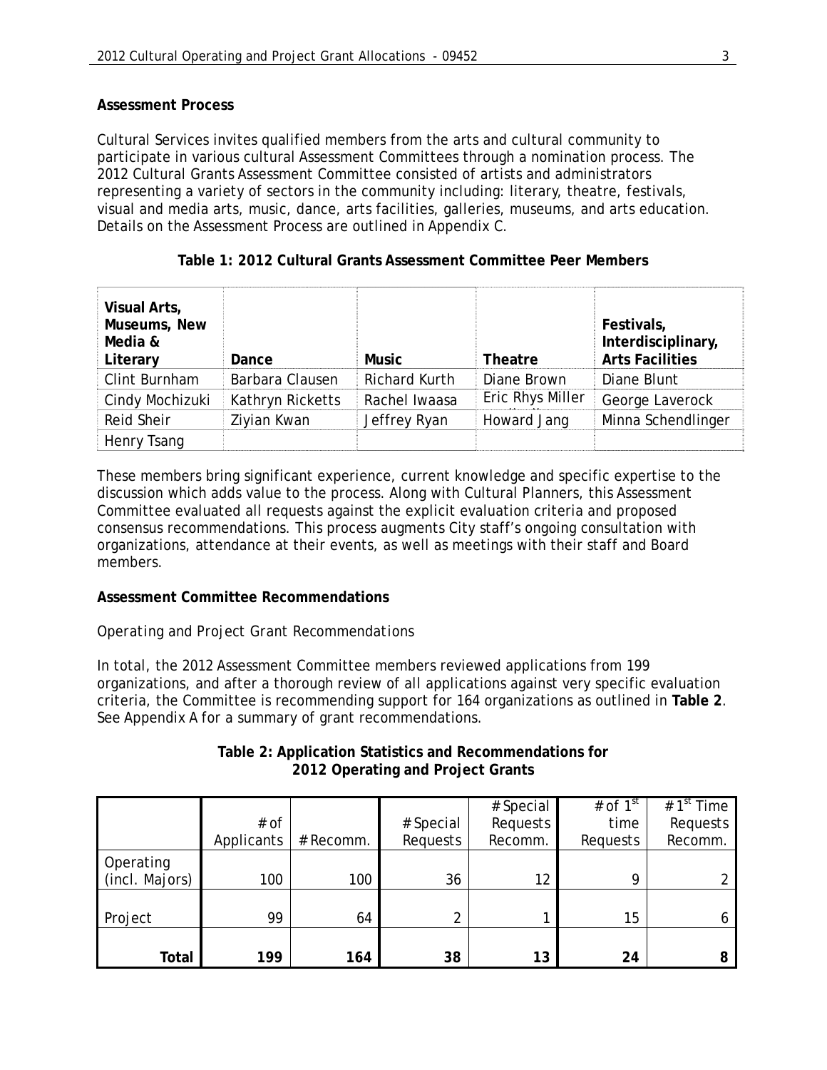**Assessment Process**

Cultural Services invites qualified members from the arts and cultural community to participate in various cultural Assessment Committees through a nomination process. The 2012 Cultural Grants Assessment Committee consisted of artists and administrators representing a variety of sectors in the community including: literary, theatre, festivals, visual and media arts, music, dance, arts facilities, galleries, museums, and arts education. Details on the Assessment Process are outlined in Appendix C.

**Table 1: 2012 Cultural Grants Assessment Committee Peer Members**

| Visual Arts, Museums, New Media & Literary | Dance | Music | Theatre | Festivals, Interdisciplinary, Arts Facilities |
|---|---|---|---|---|
| Clint Burnham | Barbara Clausen | Richard Kurth | Diane Brown | Diane Blunt |
| Cindy Mochizuki | Kathryn Ricketts | Rachel Iwaasa | Eric Rhys Miller | George Laverock |
| Reid Sheir | Ziyian Kwan | Jeffrey Ryan | Howard Jang | Minna Schendlinger |
| Henry Tsang | | | | |

These members bring significant experience, current knowledge and specific expertise to the discussion which adds value to the process. Along with Cultural Planners, this Assessment Committee evaluated all requests against the explicit evaluation criteria and proposed consensus recommendations. This process augments City staff's ongoing consultation with organizations, attendance at their events, as well as meetings with their staff and Board members.

**Assessment Committee Recommendations**

*Operating and Project Grant Recommendations*

In total, the 2012 Assessment Committee members reviewed applications from 199 organizations, and after a thorough review of all applications against very specific evaluation criteria, the Committee is recommending support for 164 organizations as outlined in **Table 2**. See Appendix A for a summary of grant recommendations.

**Table 2: Application Statistics and Recommendations for 2012 Operating and Project Grants**

| | # of Applicants | # Recomm. | # Special Requests | # Special Requests Recomm. | # of 1st time Requests | # 1st Time Requests Recomm. |
|---|---|---|---|---|---|---|
| Operating (incl. Majors) | 100 | 100 | 36 | 12 | 9 | 2 |
| Project | 99 | 64 | 2 | 1 | 15 | 6 |
| **Total** | **199** | **164** | **38** | **13** | **24** | **8** |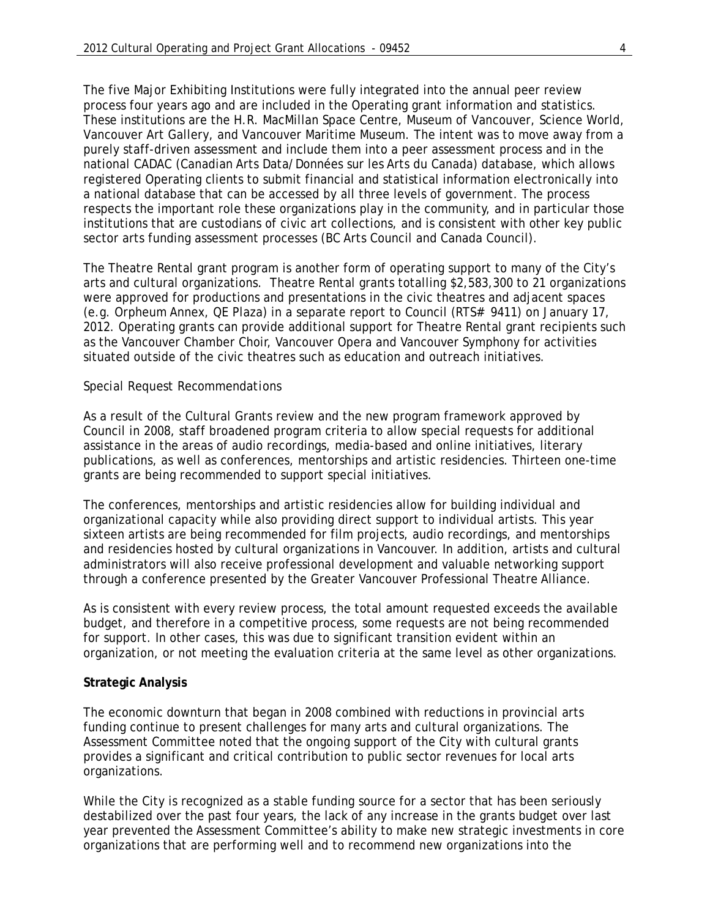The five Major Exhibiting Institutions were fully integrated into the annual peer review process four years ago and are included in the Operating grant information and statistics. These institutions are the H.R. MacMillan Space Centre, Museum of Vancouver, Science World, Vancouver Art Gallery, and Vancouver Maritime Museum. The intent was to move away from a purely staff-driven assessment and include them into a peer assessment process and in the national CADAC (Canadian Arts Data/Données sur les Arts du Canada) database, which allows registered Operating clients to submit financial and statistical information electronically into a national database that can be accessed by all three levels of government. The process respects the important role these organizations play in the community, and in particular those institutions that are custodians of civic art collections, and is consistent with other key public sector arts funding assessment processes (BC Arts Council and Canada Council).

The Theatre Rental grant program is another form of operating support to many of the City's arts and cultural organizations. Theatre Rental grants totalling $2,583,300 to 21 organizations were approved for productions and presentations in the civic theatres and adjacent spaces (e.g. Orpheum Annex, QE Plaza) in a separate report to Council (RTS# 9411) on January 17, 2012. Operating grants can provide additional support for Theatre Rental grant recipients such as the Vancouver Chamber Choir, Vancouver Opera and Vancouver Symphony for activities situated outside of the civic theatres such as education and outreach initiatives.

*Special Request Recommendations*

As a result of the Cultural Grants review and the new program framework approved by Council in 2008, staff broadened program criteria to allow special requests for additional assistance in the areas of audio recordings, media-based and online initiatives, literary publications, as well as conferences, mentorships and artistic residencies. Thirteen one-time grants are being recommended to support special initiatives.

The conferences, mentorships and artistic residencies allow for building individual and organizational capacity while also providing direct support to individual artists. This year sixteen artists are being recommended for film projects, audio recordings, and mentorships and residencies hosted by cultural organizations in Vancouver. In addition, artists and cultural administrators will also receive professional development and valuable networking support through a conference presented by the Greater Vancouver Professional Theatre Alliance.

As is consistent with every review process, the total amount requested exceeds the available budget, and therefore in a competitive process, some requests are not being recommended for support. In other cases, this was due to significant transition evident within an organization, or not meeting the evaluation criteria at the same level as other organizations.

**Strategic Analysis**

The economic downturn that began in 2008 combined with reductions in provincial arts funding continue to present challenges for many arts and cultural organizations. The Assessment Committee noted that the ongoing support of the City with cultural grants provides a significant and critical contribution to public sector revenues for local arts organizations.

While the City is recognized as a stable funding source for a sector that has been seriously destabilized over the past four years, the lack of any increase in the grants budget over last year prevented the Assessment Committee's ability to make new strategic investments in core organizations that are performing well and to recommend new organizations into the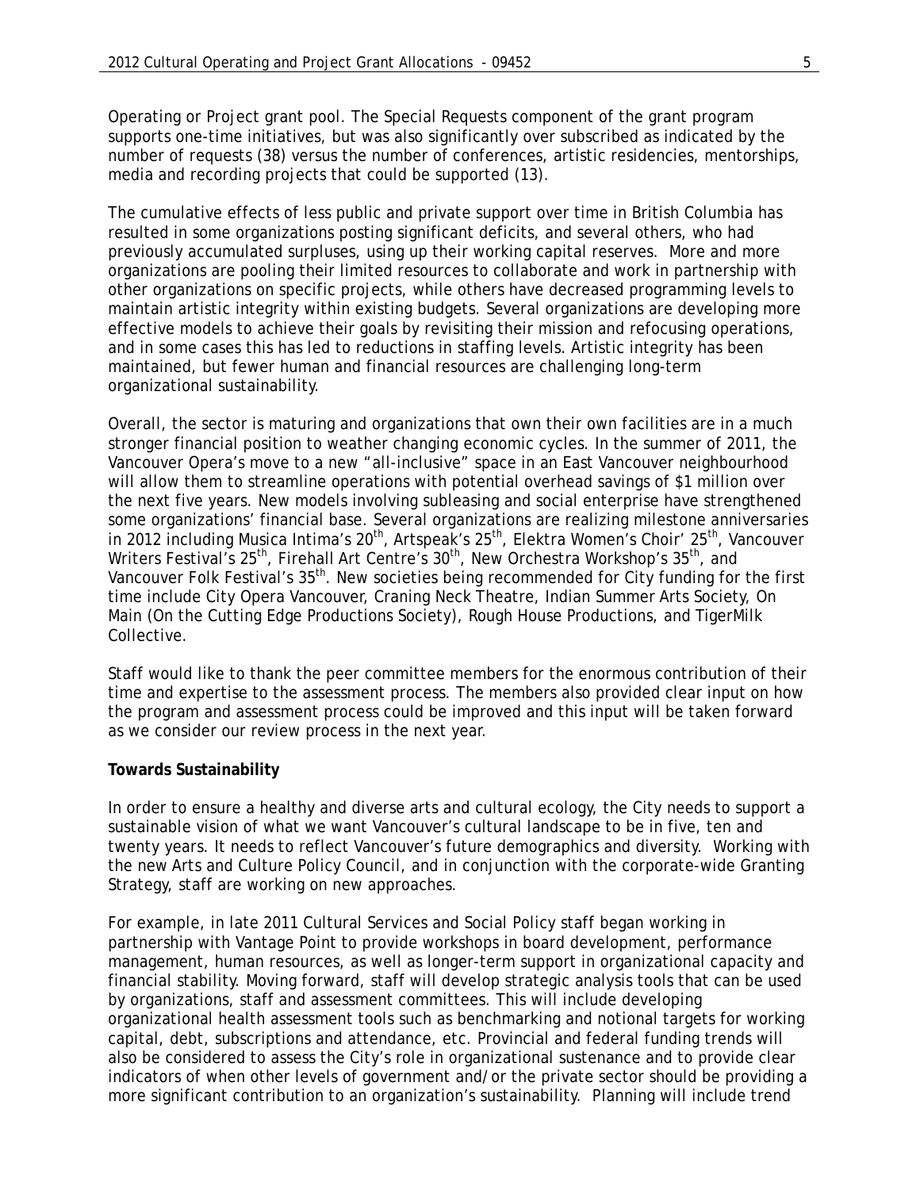Operating or Project grant pool. The Special Requests component of the grant program supports one-time initiatives, but was also significantly over subscribed as indicated by the number of requests (38) versus the number of conferences, artistic residencies, mentorships, media and recording projects that could be supported (13).

The cumulative effects of less public and private support over time in British Columbia has resulted in some organizations posting significant deficits, and several others, who had previously accumulated surpluses, using up their working capital reserves. More and more organizations are pooling their limited resources to collaborate and work in partnership with other organizations on specific projects, while others have decreased programming levels to maintain artistic integrity within existing budgets. Several organizations are developing more effective models to achieve their goals by revisiting their mission and refocusing operations, and in some cases this has led to reductions in staffing levels. Artistic integrity has been maintained, but fewer human and financial resources are challenging long-term organizational sustainability.

Overall, the sector is maturing and organizations that own their own facilities are in a much stronger financial position to weather changing economic cycles. In the summer of 2011, the Vancouver Opera's move to a new "all-inclusive" space in an East Vancouver neighbourhood will allow them to streamline operations with potential overhead savings of $1 million over the next five years. New models involving subleasing and social enterprise have strengthened some organizations' financial base. Several organizations are realizing milestone anniversaries in 2012 including Musica Intima's 20th, Artspeak's 25th, Elektra Women's Choir' 25th, Vancouver Writers Festival's 25th, Firehall Art Centre's 30th, New Orchestra Workshop's 35th, and Vancouver Folk Festival's 35th. New societies being recommended for City funding for the first time include City Opera Vancouver, Craning Neck Theatre, Indian Summer Arts Society, On Main (On the Cutting Edge Productions Society), Rough House Productions, and TigerMilk Collective.

Staff would like to thank the peer committee members for the enormous contribution of their time and expertise to the assessment process. The members also provided clear input on how the program and assessment process could be improved and this input will be taken forward as we consider our review process in the next year.

**Towards Sustainability**

In order to ensure a healthy and diverse arts and cultural ecology, the City needs to support a sustainable vision of what we want Vancouver's cultural landscape to be in five, ten and twenty years. It needs to reflect Vancouver's future demographics and diversity. Working with the new Arts and Culture Policy Council, and in conjunction with the corporate-wide Granting Strategy, staff are working on new approaches.

For example, in late 2011 Cultural Services and Social Policy staff began working in partnership with Vantage Point to provide workshops in board development, performance management, human resources, as well as longer-term support in organizational capacity and financial stability. Moving forward, staff will develop strategic analysis tools that can be used by organizations, staff and assessment committees. This will include developing organizational health assessment tools such as benchmarking and notional targets for working capital, debt, subscriptions and attendance, etc. Provincial and federal funding trends will also be considered to assess the City's role in organizational sustenance and to provide clear indicators of when other levels of government and/or the private sector should be providing a more significant contribution to an organization's sustainability. Planning will include trend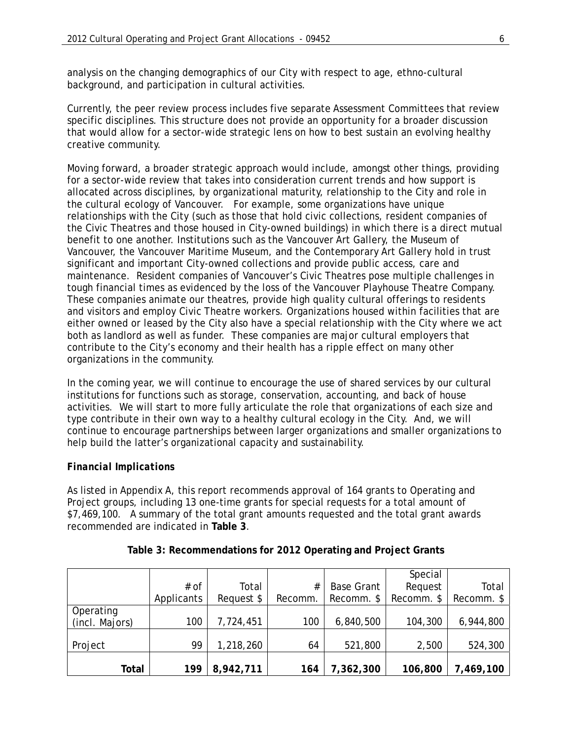analysis on the changing demographics of our City with respect to age, ethno-cultural background, and participation in cultural activities.

Currently, the peer review process includes five separate Assessment Committees that review specific disciplines. This structure does not provide an opportunity for a broader discussion that would allow for a sector-wide strategic lens on how to best sustain an evolving healthy creative community.

Moving forward, a broader strategic approach would include, amongst other things, providing for a sector-wide review that takes into consideration current trends and how support is allocated across disciplines, by organizational maturity, relationship to the City and role in the cultural ecology of Vancouver. For example, some organizations have unique relationships with the City (such as those that hold civic collections, resident companies of the Civic Theatres and those housed in City-owned buildings) in which there is a direct mutual benefit to one another. Institutions such as the Vancouver Art Gallery, the Museum of Vancouver, the Vancouver Maritime Museum, and the Contemporary Art Gallery hold in trust significant and important City-owned collections and provide public access, care and maintenance. Resident companies of Vancouver's Civic Theatres pose multiple challenges in tough financial times as evidenced by the loss of the Vancouver Playhouse Theatre Company. These companies animate our theatres, provide high quality cultural offerings to residents and visitors and employ Civic Theatre workers. Organizations housed within facilities that are either owned or leased by the City also have a special relationship with the City where we act both as landlord as well as funder. These companies are major cultural employers that contribute to the City's economy and their health has a ripple effect on many other organizations in the community.

In the coming year, we will continue to encourage the use of shared services by our cultural institutions for functions such as storage, conservation, accounting, and back of house activities. We will start to more fully articulate the role that organizations of each size and type contribute in their own way to a healthy cultural ecology in the City. And, we will continue to encourage partnerships between larger organizations and smaller organizations to help build the latter's organizational capacity and sustainability.

### *Financial Implications*

As listed in Appendix A, this report recommends approval of 164 grants to Operating and Project groups, including 13 one-time grants for special requests for a total amount of $7,469,100. A summary of the total grant amounts requested and the total grant awards recommended are indicated in **Table 3**.

**Table 3: Recommendations for 2012 Operating and Project Grants**

| | # of Applicants | Total Request $ | # Recomm. | Base Grant Recomm. $ | Special Request Recomm. $ | Total Recomm. $ |
|---|---|---|---|---|---|---|
| Operating (incl. Majors) | 100 | 7,724,451 | 100 | 6,840,500 | 104,300 | 6,944,800 |
| Project | 99 | 1,218,260 | 64 | 521,800 | 2,500 | 524,300 |
| **Total** | **199** | **8,942,711** | **164** | **7,362,300** | **106,800** | **7,469,100** |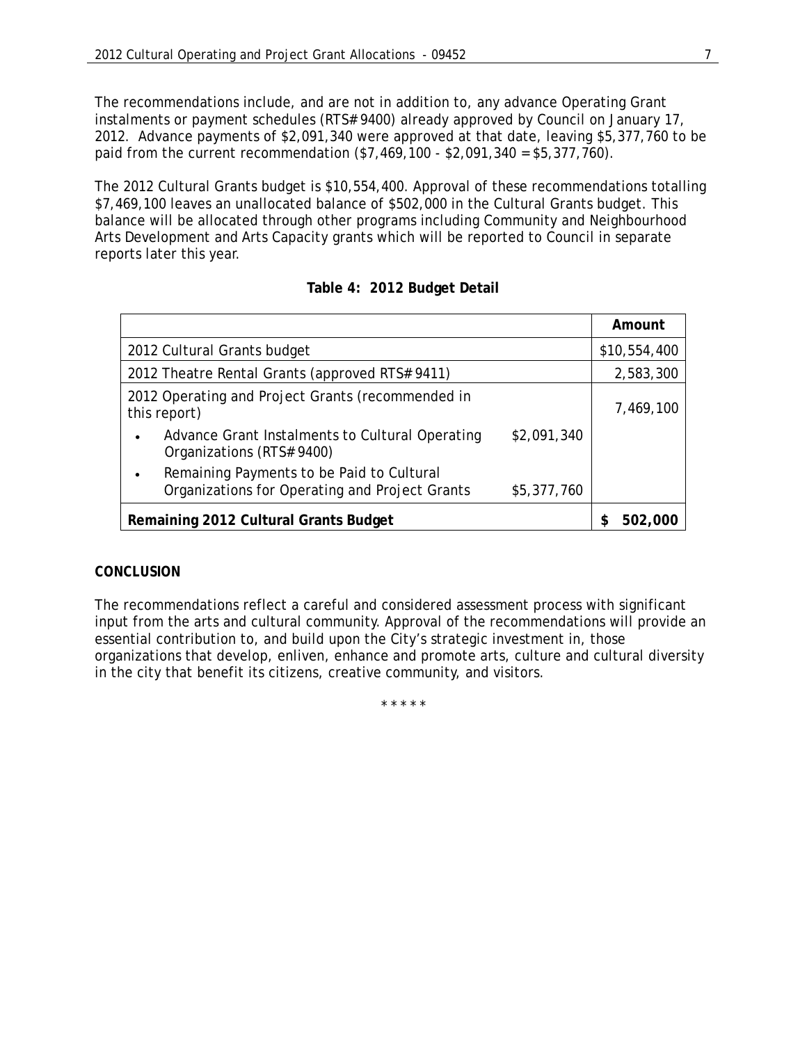The recommendations include, and are not in addition to, any advance Operating Grant instalments or payment schedules (RTS# 9400) already approved by Council on January 17, 2012. Advance payments of $2,091,340 were approved at that date, leaving $5,377,760 to be paid from the current recommendation ($7,469,100 - $2,091,340 = $5,377,760).

The 2012 Cultural Grants budget is $10,554,400. Approval of these recommendations totalling $7,469,100 leaves an unallocated balance of $502,000 in the Cultural Grants budget. This balance will be allocated through other programs including Community and Neighbourhood Arts Development and Arts Capacity grants which will be reported to Council in separate reports later this year.

**Table 4: 2012 Budget Detail**

| | | Amount |
|---|---|---|
| 2012 Cultural Grants budget | | $10,554,400 |
| 2012 Theatre Rental Grants (approved RTS# 9411) | | 2,583,300 |
| 2012 Operating and Project Grants (recommended in this report) | | 7,469,100 |
| • Advance Grant Instalments to Cultural Operating Organizations (RTS# 9400) | $2,091,340 | |
| • Remaining Payments to be Paid to Cultural Organizations for Operating and Project Grants | $5,377,760 | |
| **Remaining 2012 Cultural Grants Budget** | | **$ 502,000** |

**CONCLUSION**

The recommendations reflect a careful and considered assessment process with significant input from the arts and cultural community. Approval of the recommendations will provide an essential contribution to, and build upon the City's strategic investment in, those organizations that develop, enliven, enhance and promote arts, culture and cultural diversity in the city that benefit its citizens, creative community, and visitors.

\* \* \* \* \*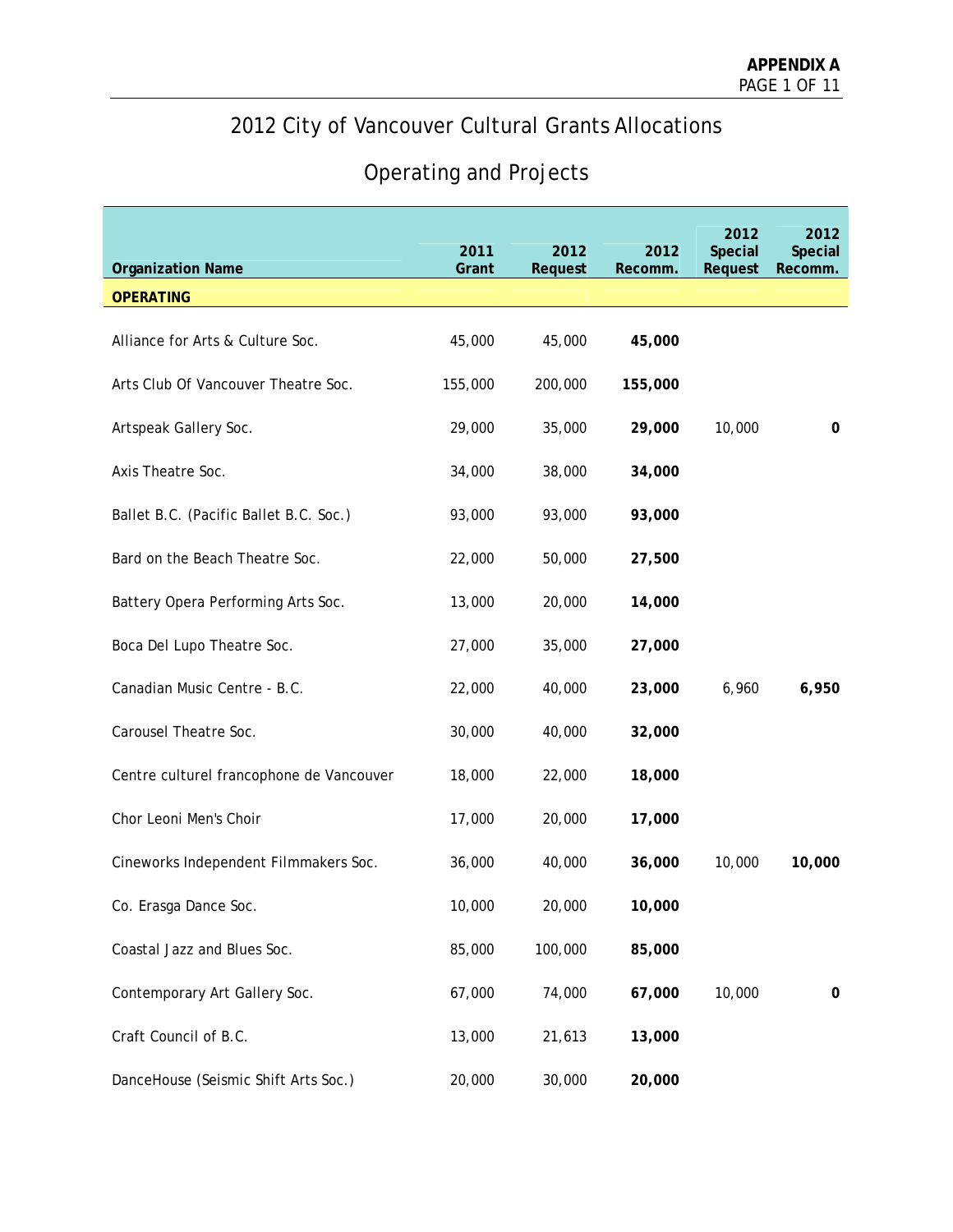**APPENDIX A**

# 2012 City of Vancouver Cultural Grants Allocations

## Operating and Projects

| Organization Name | 2011 Grant | 2012 Request | 2012 Recomm. | 2012 Special Request | 2012 Special Recomm. |
|---|---|---|---|---|---|
| **OPERATING** | | | | | |
| Alliance for Arts & Culture Soc. | 45,000 | 45,000 | **45,000** | | |
| Arts Club Of Vancouver Theatre Soc. | 155,000 | 200,000 | **155,000** | | |
| Artspeak Gallery Soc. | 29,000 | 35,000 | **29,000** | 10,000 | **0** |
| Axis Theatre Soc. | 34,000 | 38,000 | **34,000** | | |
| Ballet B.C. (Pacific Ballet B.C. Soc.) | 93,000 | 93,000 | **93,000** | | |
| Bard on the Beach Theatre Soc. | 22,000 | 50,000 | **27,500** | | |
| Battery Opera Performing Arts Soc. | 13,000 | 20,000 | **14,000** | | |
| Boca Del Lupo Theatre Soc. | 27,000 | 35,000 | **27,000** | | |
| Canadian Music Centre - B.C. | 22,000 | 40,000 | **23,000** | 6,960 | **6,950** |
| Carousel Theatre Soc. | 30,000 | 40,000 | **32,000** | | |
| Centre culturel francophone de Vancouver | 18,000 | 22,000 | **18,000** | | |
| Chor Leoni Men's Choir | 17,000 | 20,000 | **17,000** | | |
| Cineworks Independent Filmmakers Soc. | 36,000 | 40,000 | **36,000** | 10,000 | **10,000** |
| Co. Erasga Dance Soc. | 10,000 | 20,000 | **10,000** | | |
| Coastal Jazz and Blues Soc. | 85,000 | 100,000 | **85,000** | | |
| Contemporary Art Gallery Soc. | 67,000 | 74,000 | **67,000** | 10,000 | **0** |
| Craft Council of B.C. | 13,000 | 21,613 | **13,000** | | |
| DanceHouse (Seismic Shift Arts Soc.) | 20,000 | 30,000 | **20,000** | | |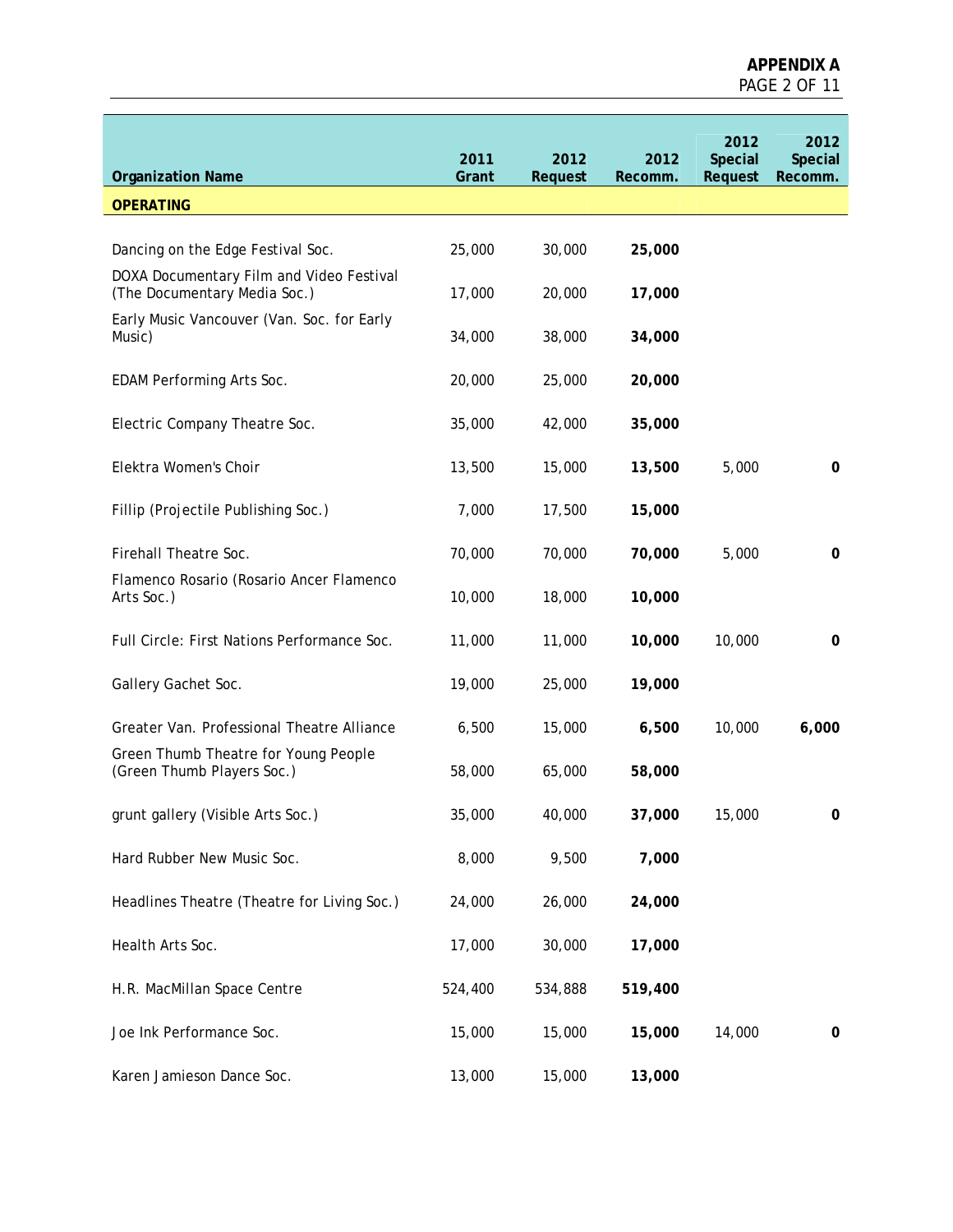| Organization Name | 2011 Grant | 2012 Request | 2012 Recomm. | 2012 Special Request | 2012 Special Recomm. |
|---|---|---|---|---|---|
| **OPERATING** | | | | | |
| Dancing on the Edge Festival Soc. | 25,000 | 30,000 | **25,000** | | |
| DOXA Documentary Film and Video Festival (The Documentary Media Soc.) | 17,000 | 20,000 | **17,000** | | |
| Early Music Vancouver (Van. Soc. for Early Music) | 34,000 | 38,000 | **34,000** | | |
| EDAM Performing Arts Soc. | 20,000 | 25,000 | **20,000** | | |
| Electric Company Theatre Soc. | 35,000 | 42,000 | **35,000** | | |
| Elektra Women's Choir | 13,500 | 15,000 | **13,500** | 5,000 | **0** |
| Fillip (Projectile Publishing Soc.) | 7,000 | 17,500 | **15,000** | | |
| Firehall Theatre Soc. | 70,000 | 70,000 | **70,000** | 5,000 | **0** |
| Flamenco Rosario (Rosario Ancer Flamenco Arts Soc.) | 10,000 | 18,000 | **10,000** | | |
| Full Circle: First Nations Performance Soc. | 11,000 | 11,000 | **10,000** | 10,000 | **0** |
| Gallery Gachet Soc. | 19,000 | 25,000 | **19,000** | | |
| Greater Van. Professional Theatre Alliance | 6,500 | 15,000 | **6,500** | 10,000 | **6,000** |
| Green Thumb Theatre for Young People (Green Thumb Players Soc.) | 58,000 | 65,000 | **58,000** | | |
| grunt gallery (Visible Arts Soc.) | 35,000 | 40,000 | **37,000** | 15,000 | **0** |
| Hard Rubber New Music Soc. | 8,000 | 9,500 | **7,000** | | |
| Headlines Theatre (Theatre for Living Soc.) | 24,000 | 26,000 | **24,000** | | |
| Health Arts Soc. | 17,000 | 30,000 | **17,000** | | |
| H.R. MacMillan Space Centre | 524,400 | 534,888 | **519,400** | | |
| Joe Ink Performance Soc. | 15,000 | 15,000 | **15,000** | 14,000 | **0** |
| Karen Jamieson Dance Soc. | 13,000 | 15,000 | **13,000** | | |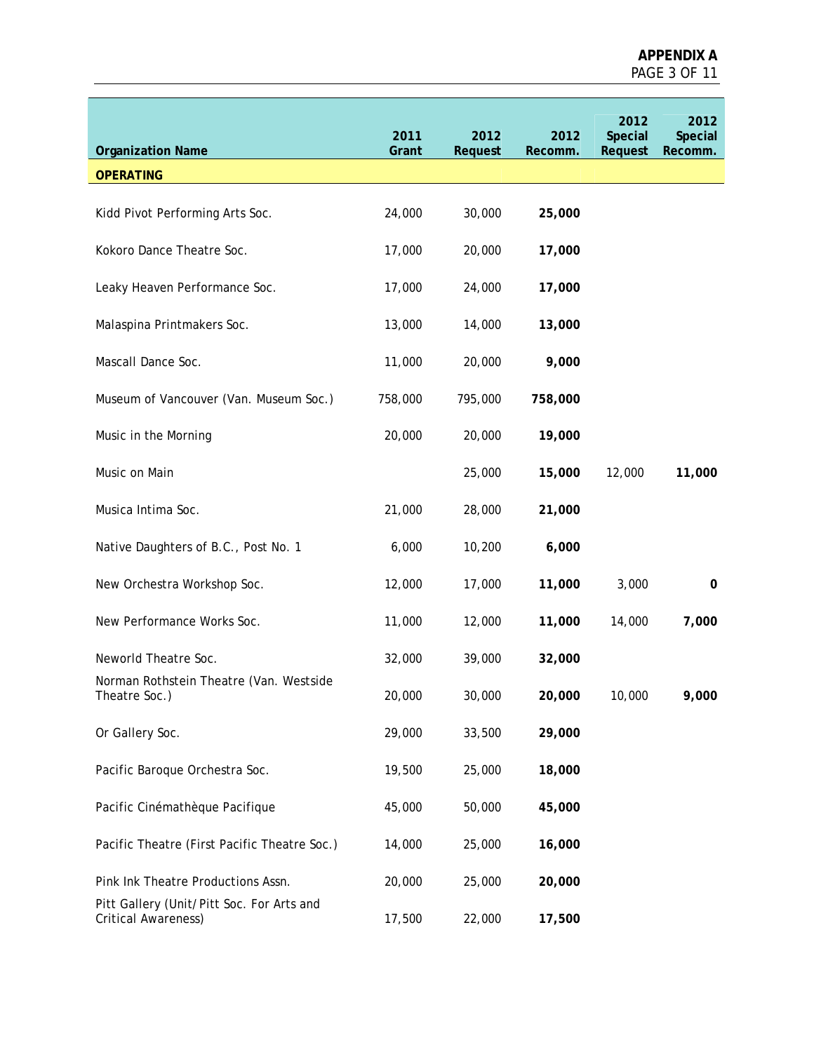## APPENDIX A

| Organization Name | 2011 Grant | 2012 Request | 2012 Recomm. | 2012 Special Request | 2012 Special Recomm. |
|---|---|---|---|---|---|
| **OPERATING** | | | | | |
| Kidd Pivot Performing Arts Soc. | 24,000 | 30,000 | **25,000** | | |
| Kokoro Dance Theatre Soc. | 17,000 | 20,000 | **17,000** | | |
| Leaky Heaven Performance Soc. | 17,000 | 24,000 | **17,000** | | |
| Malaspina Printmakers Soc. | 13,000 | 14,000 | **13,000** | | |
| Mascall Dance Soc. | 11,000 | 20,000 | **9,000** | | |
| Museum of Vancouver (Van. Museum Soc.) | 758,000 | 795,000 | **758,000** | | |
| Music in the Morning | 20,000 | 20,000 | **19,000** | | |
| Music on Main | | 25,000 | **15,000** | 12,000 | **11,000** |
| Musica Intima Soc. | 21,000 | 28,000 | **21,000** | | |
| Native Daughters of B.C., Post No. 1 | 6,000 | 10,200 | **6,000** | | |
| New Orchestra Workshop Soc. | 12,000 | 17,000 | **11,000** | 3,000 | **0** |
| New Performance Works Soc. | 11,000 | 12,000 | **11,000** | 14,000 | **7,000** |
| Neworld Theatre Soc. | 32,000 | 39,000 | **32,000** | | |
| Norman Rothstein Theatre (Van. Westside Theatre Soc.) | 20,000 | 30,000 | **20,000** | 10,000 | **9,000** |
| Or Gallery Soc. | 29,000 | 33,500 | **29,000** | | |
| Pacific Baroque Orchestra Soc. | 19,500 | 25,000 | **18,000** | | |
| Pacific Cinémathèque Pacifique | 45,000 | 50,000 | **45,000** | | |
| Pacific Theatre (First Pacific Theatre Soc.) | 14,000 | 25,000 | **16,000** | | |
| Pink Ink Theatre Productions Assn. | 20,000 | 25,000 | **20,000** | | |
| Pitt Gallery (Unit/Pitt Soc. For Arts and Critical Awareness) | 17,500 | 22,000 | **17,500** | | |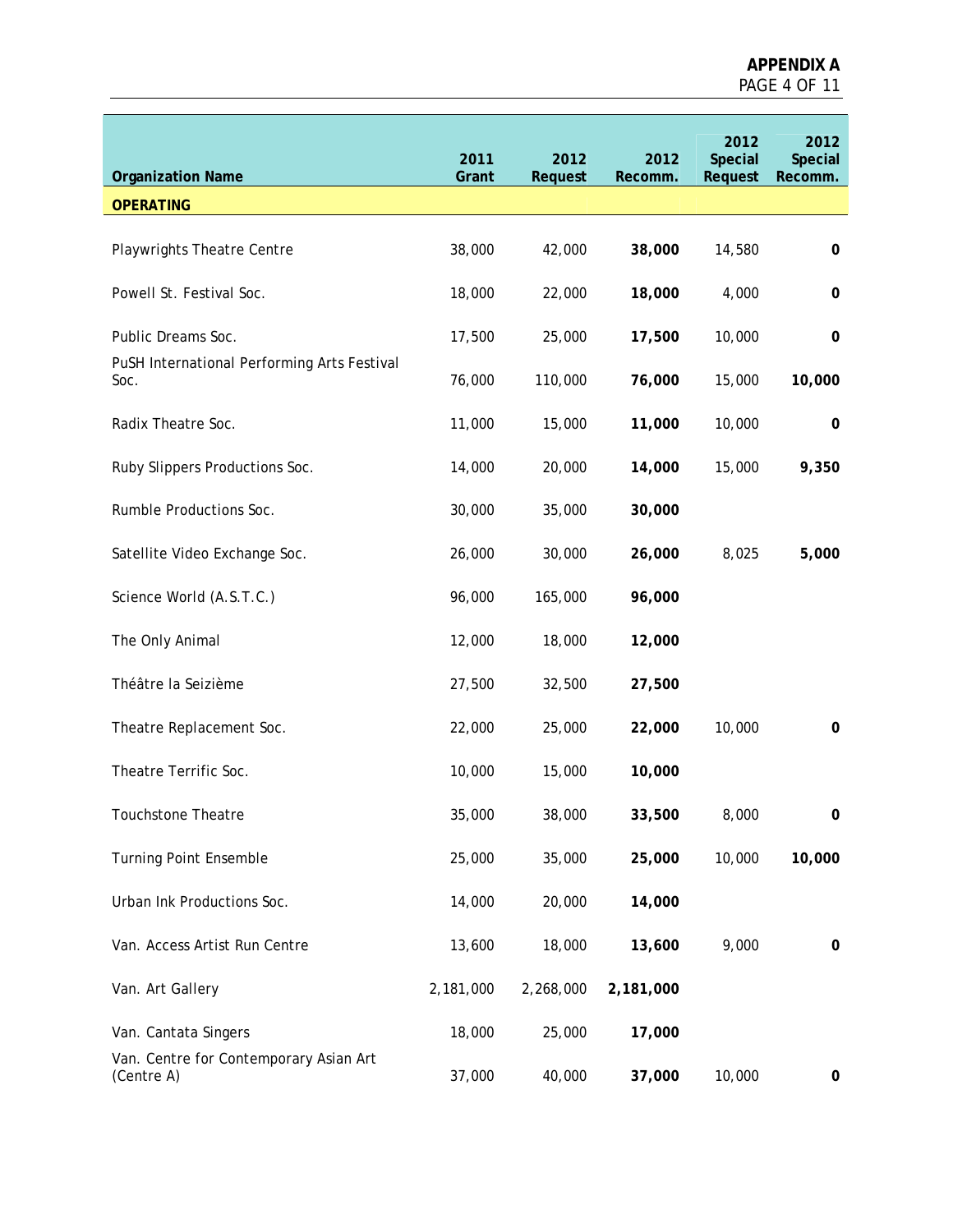**APPENDIX A**

| Organization Name | 2011 Grant | 2012 Request | 2012 Recomm. | 2012 Special Request | 2012 Special Recomm. |
|---|---|---|---|---|---|
| **OPERATING** | | | | | |
| Playwrights Theatre Centre | 38,000 | 42,000 | **38,000** | 14,580 | **0** |
| Powell St. Festival Soc. | 18,000 | 22,000 | **18,000** | 4,000 | **0** |
| Public Dreams Soc. | 17,500 | 25,000 | **17,500** | 10,000 | **0** |
| PuSH International Performing Arts Festival Soc. | 76,000 | 110,000 | **76,000** | 15,000 | **10,000** |
| Radix Theatre Soc. | 11,000 | 15,000 | **11,000** | 10,000 | **0** |
| Ruby Slippers Productions Soc. | 14,000 | 20,000 | **14,000** | 15,000 | **9,350** |
| Rumble Productions Soc. | 30,000 | 35,000 | **30,000** | | |
| Satellite Video Exchange Soc. | 26,000 | 30,000 | **26,000** | 8,025 | **5,000** |
| Science World (A.S.T.C.) | 96,000 | 165,000 | **96,000** | | |
| The Only Animal | 12,000 | 18,000 | **12,000** | | |
| Théâtre la Seizième | 27,500 | 32,500 | **27,500** | | |
| Theatre Replacement Soc. | 22,000 | 25,000 | **22,000** | 10,000 | **0** |
| Theatre Terrific Soc. | 10,000 | 15,000 | **10,000** | | |
| Touchstone Theatre | 35,000 | 38,000 | **33,500** | 8,000 | **0** |
| Turning Point Ensemble | 25,000 | 35,000 | **25,000** | 10,000 | **10,000** |
| Urban Ink Productions Soc. | 14,000 | 20,000 | **14,000** | | |
| Van. Access Artist Run Centre | 13,600 | 18,000 | **13,600** | 9,000 | **0** |
| Van. Art Gallery | 2,181,000 | 2,268,000 | **2,181,000** | | |
| Van. Cantata Singers | 18,000 | 25,000 | **17,000** | | |
| Van. Centre for Contemporary Asian Art (Centre A) | 37,000 | 40,000 | **37,000** | 10,000 | **0** |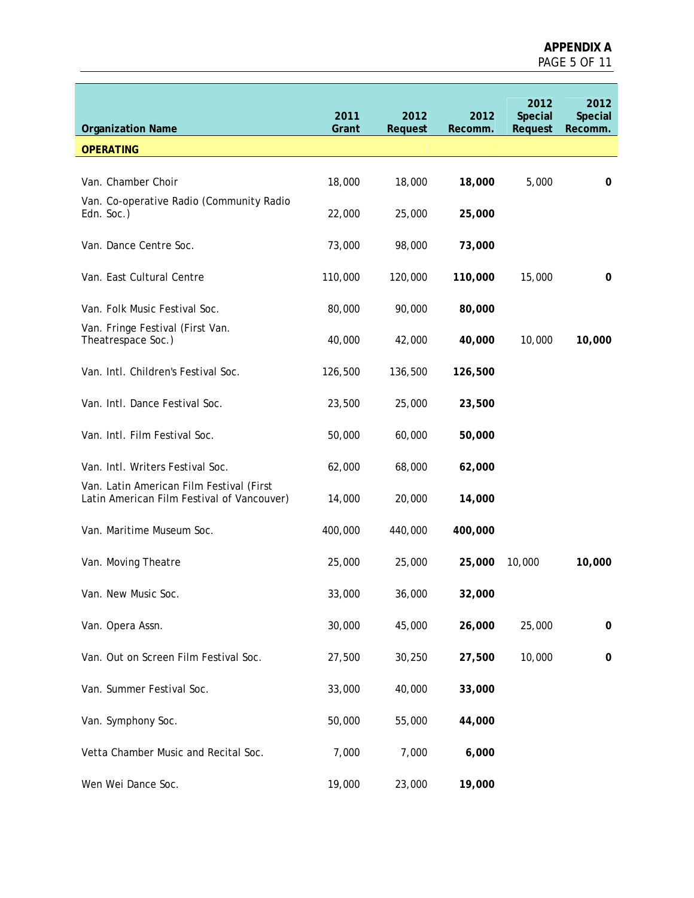**APPENDIX A**

| Organization Name | 2011 Grant | 2012 Request | 2012 Recomm. | 2012 Special Request | 2012 Special Recomm. |
|---|---|---|---|---|---|
| **OPERATING** | | | | | |
| Van. Chamber Choir | 18,000 | 18,000 | **18,000** | 5,000 | **0** |
| Van. Co-operative Radio (Community Radio Edn. Soc.) | 22,000 | 25,000 | **25,000** | | |
| Van. Dance Centre Soc. | 73,000 | 98,000 | **73,000** | | |
| Van. East Cultural Centre | 110,000 | 120,000 | **110,000** | 15,000 | **0** |
| Van. Folk Music Festival Soc. | 80,000 | 90,000 | **80,000** | | |
| Van. Fringe Festival (First Van. Theatrespace Soc.) | 40,000 | 42,000 | **40,000** | 10,000 | **10,000** |
| Van. Intl. Children's Festival Soc. | 126,500 | 136,500 | **126,500** | | |
| Van. Intl. Dance Festival Soc. | 23,500 | 25,000 | **23,500** | | |
| Van. Intl. Film Festival Soc. | 50,000 | 60,000 | **50,000** | | |
| Van. Intl. Writers Festival Soc. | 62,000 | 68,000 | **62,000** | | |
| Van. Latin American Film Festival (First Latin American Film Festival of Vancouver) | 14,000 | 20,000 | **14,000** | | |
| Van. Maritime Museum Soc. | 400,000 | 440,000 | **400,000** | | |
| Van. Moving Theatre | 25,000 | 25,000 | **25,000** | 10,000 | **10,000** |
| Van. New Music Soc. | 33,000 | 36,000 | **32,000** | | |
| Van. Opera Assn. | 30,000 | 45,000 | **26,000** | 25,000 | **0** |
| Van. Out on Screen Film Festival Soc. | 27,500 | 30,250 | **27,500** | 10,000 | **0** |
| Van. Summer Festival Soc. | 33,000 | 40,000 | **33,000** | | |
| Van. Symphony Soc. | 50,000 | 55,000 | **44,000** | | |
| Vetta Chamber Music and Recital Soc. | 7,000 | 7,000 | **6,000** | | |
| Wen Wei Dance Soc. | 19,000 | 23,000 | **19,000** | | |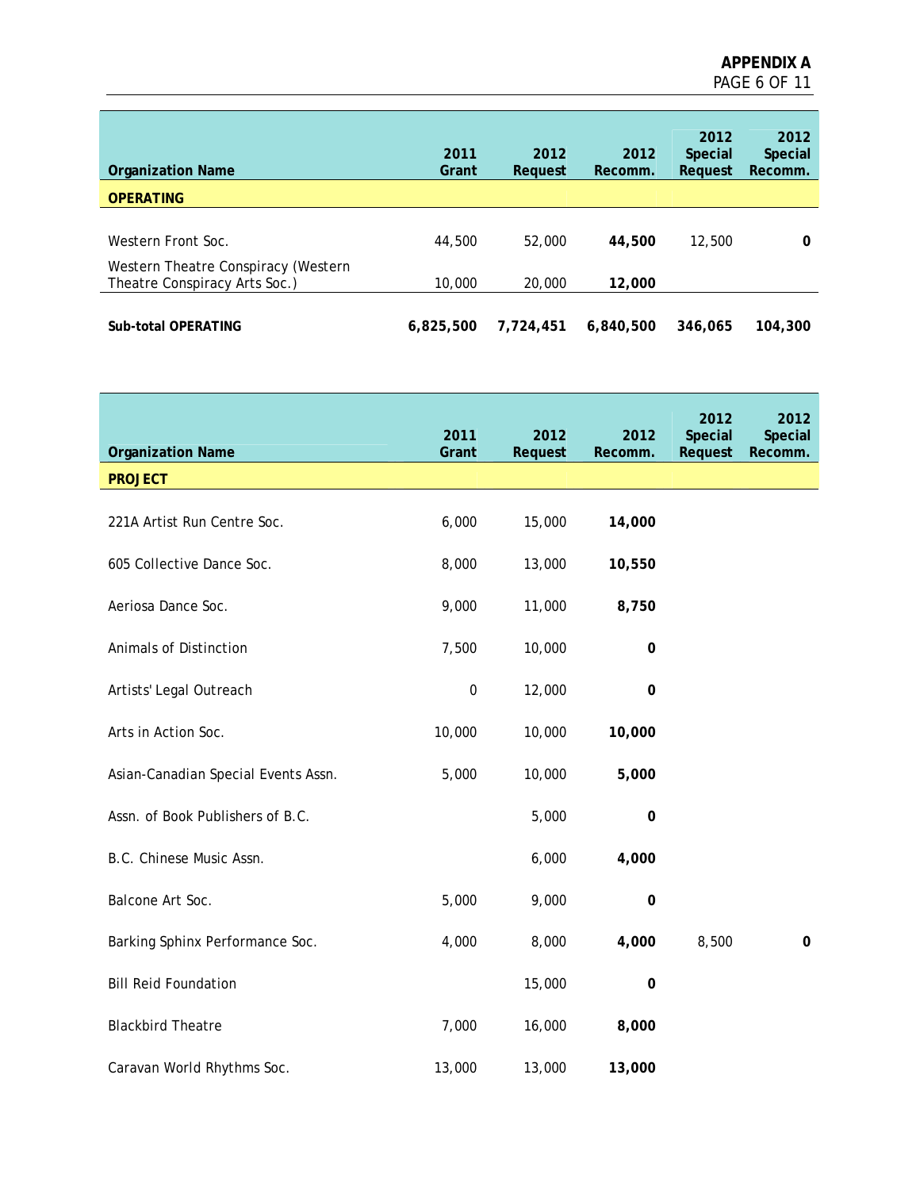**APPENDIX A**

| Organization Name | 2011 Grant | 2012 Request | 2012 Recomm. | 2012 Special Request | 2012 Special Recomm. |
|---|---|---|---|---|---|
| **OPERATING** | | | | | |
| Western Front Soc. | 44,500 | 52,000 | **44,500** | 12,500 | **0** |
| Western Theatre Conspiracy (Western Theatre Conspiracy Arts Soc.) | 10,000 | 20,000 | **12,000** | | |
| **Sub-total OPERATING** | **6,825,500** | **7,724,451** | **6,840,500** | **346,065** | **104,300** |

| Organization Name | 2011 Grant | 2012 Request | 2012 Recomm. | 2012 Special Request | 2012 Special Recomm. |
|---|---|---|---|---|---|
| **PROJECT** | | | | | |
| 221A Artist Run Centre Soc. | 6,000 | 15,000 | **14,000** | | |
| 605 Collective Dance Soc. | 8,000 | 13,000 | **10,550** | | |
| Aeriosa Dance Soc. | 9,000 | 11,000 | **8,750** | | |
| Animals of Distinction | 7,500 | 10,000 | **0** | | |
| Artists' Legal Outreach | 0 | 12,000 | **0** | | |
| Arts in Action Soc. | 10,000 | 10,000 | **10,000** | | |
| Asian-Canadian Special Events Assn. | 5,000 | 10,000 | **5,000** | | |
| Assn. of Book Publishers of B.C. | | 5,000 | **0** | | |
| B.C. Chinese Music Assn. | | 6,000 | **4,000** | | |
| Balcone Art Soc. | 5,000 | 9,000 | **0** | | |
| Barking Sphinx Performance Soc. | 4,000 | 8,000 | **4,000** | 8,500 | **0** |
| Bill Reid Foundation | | 15,000 | **0** | | |
| Blackbird Theatre | 7,000 | 16,000 | **8,000** | | |
| Caravan World Rhythms Soc. | 13,000 | 13,000 | **13,000** | | |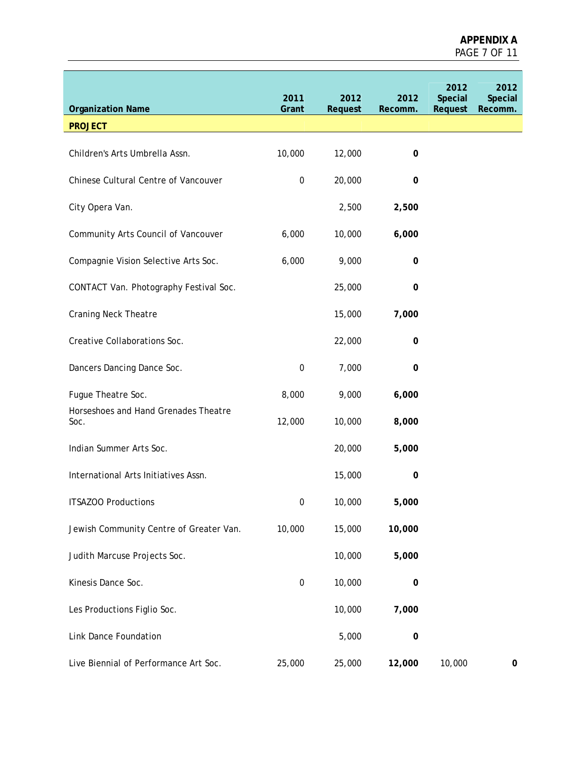**APPENDIX A**

| Organization Name | 2011 Grant | 2012 Request | 2012 Recomm. | 2012 Special Request | 2012 Special Recomm. |
|---|---|---|---|---|---|
| **PROJECT** | | | | | |
| Children's Arts Umbrella Assn. | 10,000 | 12,000 | **0** | | |
| Chinese Cultural Centre of Vancouver | 0 | 20,000 | **0** | | |
| City Opera Van. | | 2,500 | **2,500** | | |
| Community Arts Council of Vancouver | 6,000 | 10,000 | **6,000** | | |
| Compagnie Vision Selective Arts Soc. | 6,000 | 9,000 | **0** | | |
| CONTACT Van. Photography Festival Soc. | | 25,000 | **0** | | |
| Craning Neck Theatre | | 15,000 | **7,000** | | |
| Creative Collaborations Soc. | | 22,000 | **0** | | |
| Dancers Dancing Dance Soc. | 0 | 7,000 | **0** | | |
| Fugue Theatre Soc. | 8,000 | 9,000 | **6,000** | | |
| Horseshoes and Hand Grenades Theatre Soc. | 12,000 | 10,000 | **8,000** | | |
| Indian Summer Arts Soc. | | 20,000 | **5,000** | | |
| International Arts Initiatives Assn. | | 15,000 | **0** | | |
| ITSAZOO Productions | 0 | 10,000 | **5,000** | | |
| Jewish Community Centre of Greater Van. | 10,000 | 15,000 | **10,000** | | |
| Judith Marcuse Projects Soc. | | 10,000 | **5,000** | | |
| Kinesis Dance Soc. | 0 | 10,000 | **0** | | |
| Les Productions Figlio Soc. | | 10,000 | **7,000** | | |
| Link Dance Foundation | | 5,000 | **0** | | |
| Live Biennial of Performance Art Soc. | 25,000 | 25,000 | **12,000** | 10,000 | **0** |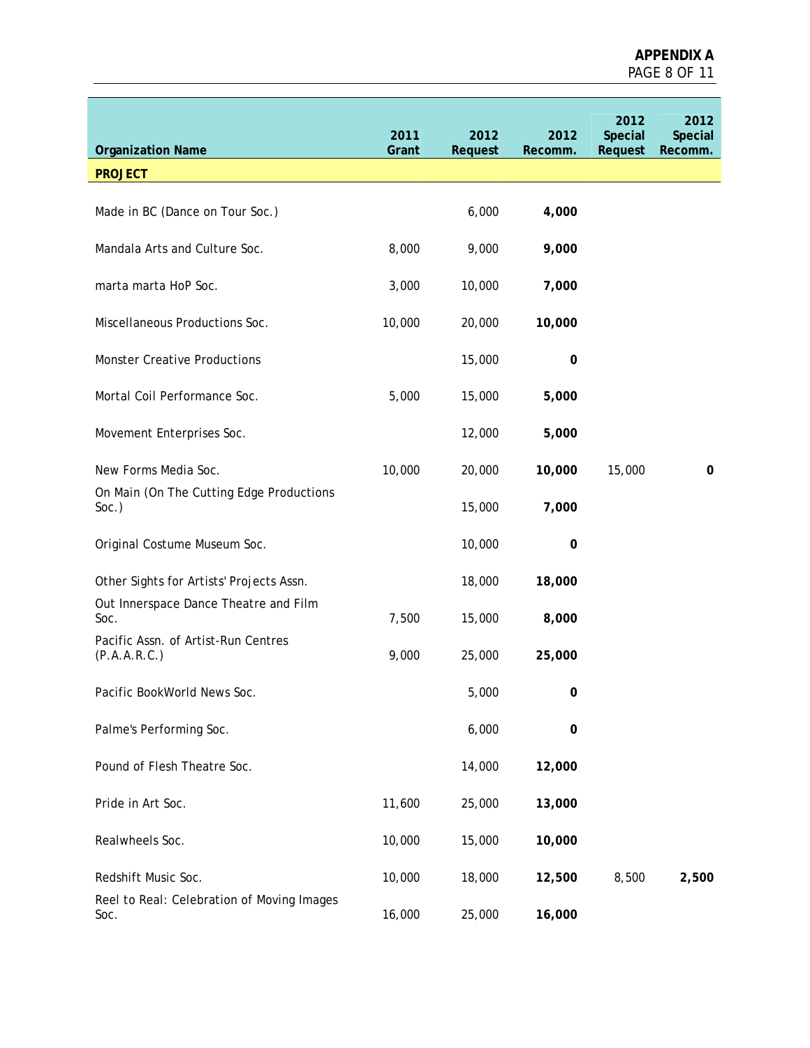# APPENDIX A

| Organization Name | 2011 Grant | 2012 Request | 2012 Recomm. | 2012 Special Request | 2012 Special Recomm. |
|---|---|---|---|---|---|
| **PROJECT** | | | | | |
| Made in BC (Dance on Tour Soc.) | | 6,000 | **4,000** | | |
| Mandala Arts and Culture Soc. | 8,000 | 9,000 | **9,000** | | |
| marta marta HoP Soc. | 3,000 | 10,000 | **7,000** | | |
| Miscellaneous Productions Soc. | 10,000 | 20,000 | **10,000** | | |
| Monster Creative Productions | | 15,000 | **0** | | |
| Mortal Coil Performance Soc. | 5,000 | 15,000 | **5,000** | | |
| Movement Enterprises Soc. | | 12,000 | **5,000** | | |
| New Forms Media Soc. | 10,000 | 20,000 | **10,000** | 15,000 | **0** |
| On Main (On The Cutting Edge Productions Soc.) | | 15,000 | **7,000** | | |
| Original Costume Museum Soc. | | 10,000 | **0** | | |
| Other Sights for Artists' Projects Assn. | | 18,000 | **18,000** | | |
| Out Innerspace Dance Theatre and Film Soc. | 7,500 | 15,000 | **8,000** | | |
| Pacific Assn. of Artist-Run Centres (P.A.A.R.C.) | 9,000 | 25,000 | **25,000** | | |
| Pacific BookWorld News Soc. | | 5,000 | **0** | | |
| Palme's Performing Soc. | | 6,000 | **0** | | |
| Pound of Flesh Theatre Soc. | | 14,000 | **12,000** | | |
| Pride in Art Soc. | 11,600 | 25,000 | **13,000** | | |
| Realwheels Soc. | 10,000 | 15,000 | **10,000** | | |
| Redshift Music Soc. | 10,000 | 18,000 | **12,500** | 8,500 | **2,500** |
| Reel to Real: Celebration of Moving Images Soc. | 16,000 | 25,000 | **16,000** | | |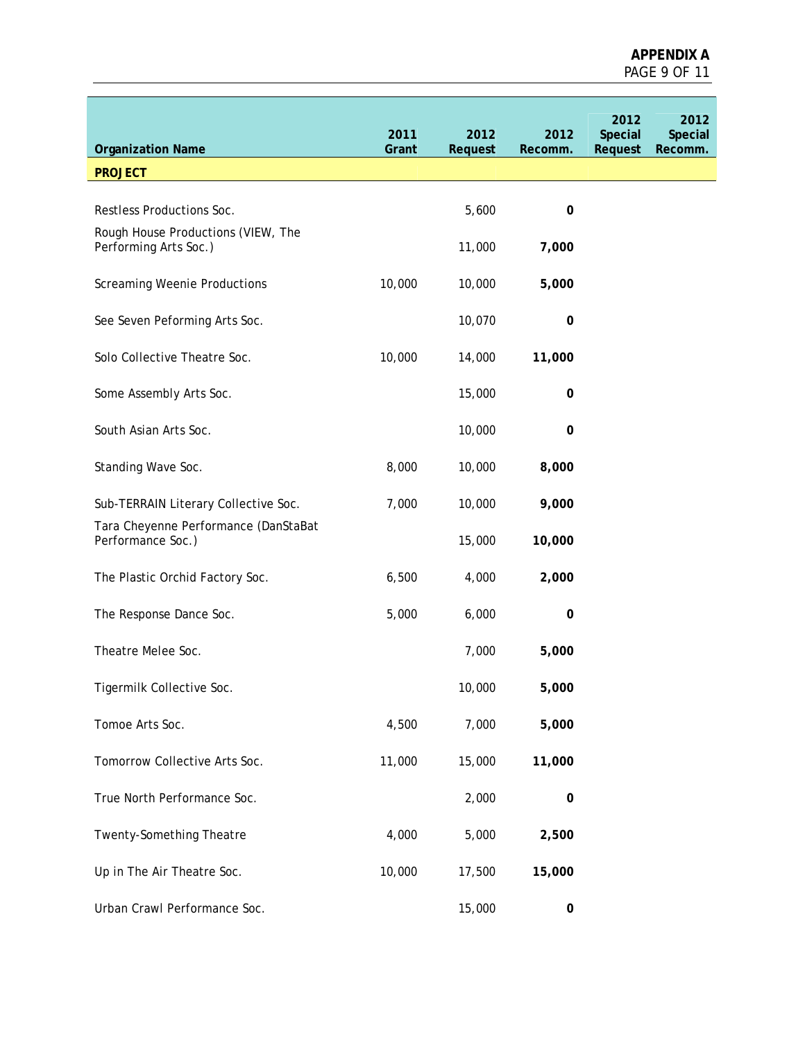| Organization Name | 2011 Grant | 2012 Request | 2012 Recomm. | 2012 Special Request | 2012 Special Recomm. |
|---|---|---|---|---|---|
| **PROJECT** | | | | | |
| Restless Productions Soc. | | 5,600 | **0** | | |
| Rough House Productions (VIEW, The Performing Arts Soc.) | | 11,000 | **7,000** | | |
| Screaming Weenie Productions | 10,000 | 10,000 | **5,000** | | |
| See Seven Peforming Arts Soc. | | 10,070 | **0** | | |
| Solo Collective Theatre Soc. | 10,000 | 14,000 | **11,000** | | |
| Some Assembly Arts Soc. | | 15,000 | **0** | | |
| South Asian Arts Soc. | | 10,000 | **0** | | |
| Standing Wave Soc. | 8,000 | 10,000 | **8,000** | | |
| Sub-TERRAIN Literary Collective Soc. | 7,000 | 10,000 | **9,000** | | |
| Tara Cheyenne Performance (DanStaBat Performance Soc.) | | 15,000 | **10,000** | | |
| The Plastic Orchid Factory Soc. | 6,500 | 4,000 | **2,000** | | |
| The Response Dance Soc. | 5,000 | 6,000 | **0** | | |
| Theatre Melee Soc. | | 7,000 | **5,000** | | |
| Tigermilk Collective Soc. | | 10,000 | **5,000** | | |
| Tomoe Arts Soc. | 4,500 | 7,000 | **5,000** | | |
| Tomorrow Collective Arts Soc. | 11,000 | 15,000 | **11,000** | | |
| True North Performance Soc. | | 2,000 | **0** | | |
| Twenty-Something Theatre | 4,000 | 5,000 | **2,500** | | |
| Up in The Air Theatre Soc. | 10,000 | 17,500 | **15,000** | | |
| Urban Crawl Performance Soc. | | 15,000 | **0** | | |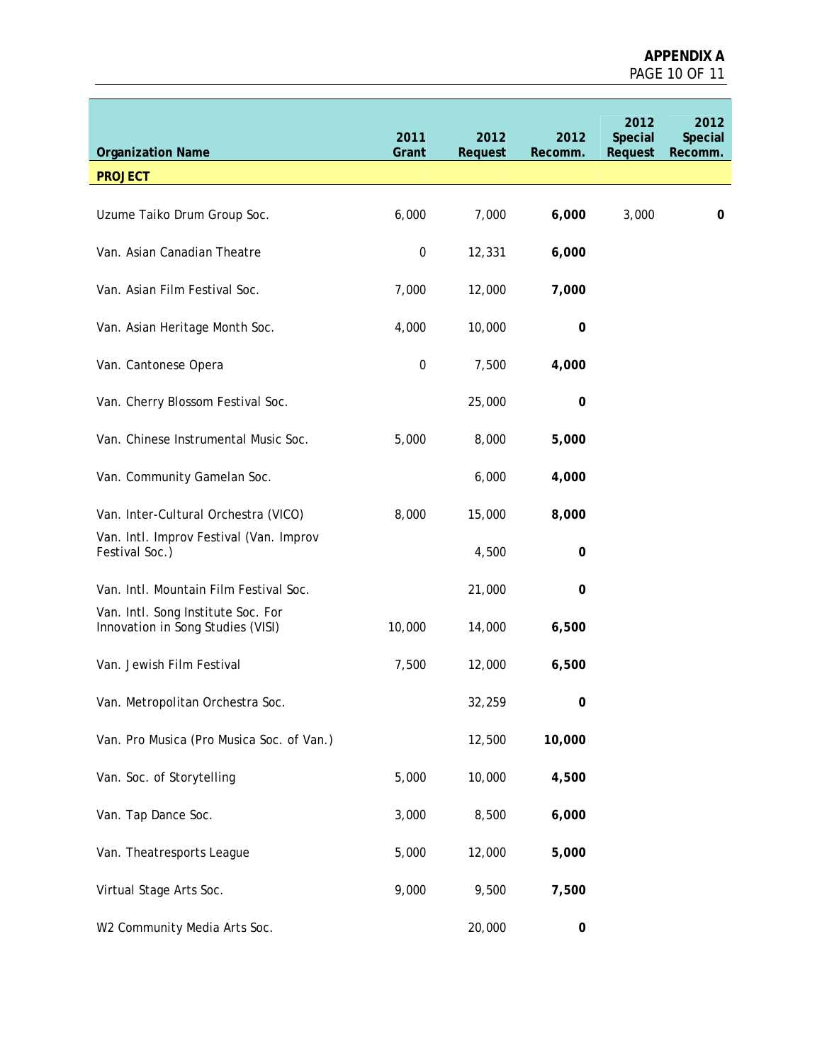| Organization Name | 2011 Grant | 2012 Request | 2012 Recomm. | 2012 Special Request | 2012 Special Recomm. |
|---|---|---|---|---|---|
| **PROJECT** | | | | | |
| Uzume Taiko Drum Group Soc. | 6,000 | 7,000 | **6,000** | 3,000 | **0** |
| Van. Asian Canadian Theatre | 0 | 12,331 | **6,000** | | |
| Van. Asian Film Festival Soc. | 7,000 | 12,000 | **7,000** | | |
| Van. Asian Heritage Month Soc. | 4,000 | 10,000 | **0** | | |
| Van. Cantonese Opera | 0 | 7,500 | **4,000** | | |
| Van. Cherry Blossom Festival Soc. | | 25,000 | **0** | | |
| Van. Chinese Instrumental Music Soc. | 5,000 | 8,000 | **5,000** | | |
| Van. Community Gamelan Soc. | | 6,000 | **4,000** | | |
| Van. Inter-Cultural Orchestra (VICO) | 8,000 | 15,000 | **8,000** | | |
| Van. Intl. Improv Festival (Van. Improv Festival Soc.) | | 4,500 | **0** | | |
| Van. Intl. Mountain Film Festival Soc. | | 21,000 | **0** | | |
| Van. Intl. Song Institute Soc. For Innovation in Song Studies (VISI) | 10,000 | 14,000 | **6,500** | | |
| Van. Jewish Film Festival | 7,500 | 12,000 | **6,500** | | |
| Van. Metropolitan Orchestra Soc. | | 32,259 | **0** | | |
| Van. Pro Musica (Pro Musica Soc. of Van.) | | 12,500 | **10,000** | | |
| Van. Soc. of Storytelling | 5,000 | 10,000 | **4,500** | | |
| Van. Tap Dance Soc. | 3,000 | 8,500 | **6,000** | | |
| Van. Theatresports League | 5,000 | 12,000 | **5,000** | | |
| Virtual Stage Arts Soc. | 9,000 | 9,500 | **7,500** | | |
| W2 Community Media Arts Soc. | | 20,000 | **0** | | |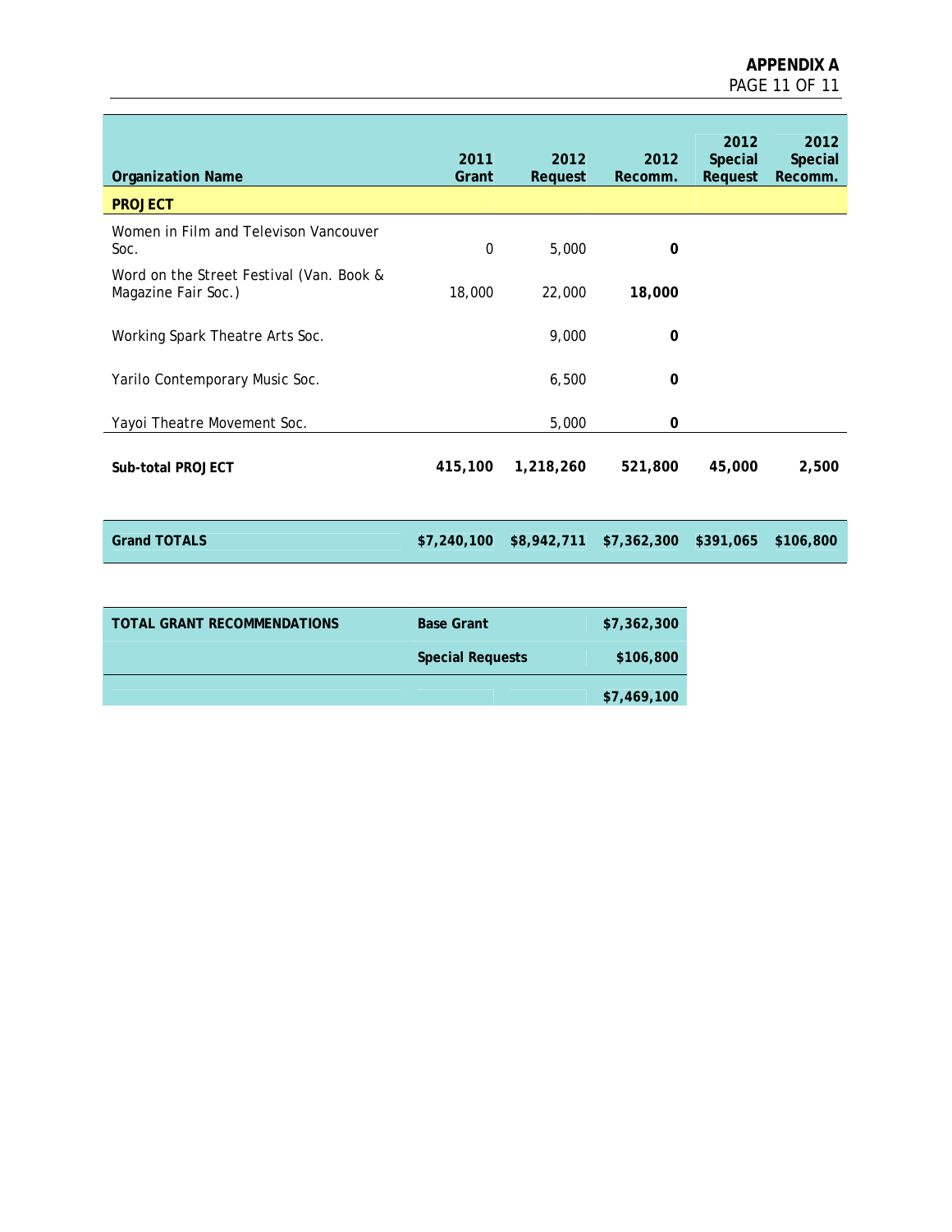| Organization Name | 2011 Grant | 2012 Request | 2012 Recomm. | 2012 Special Request | 2012 Special Recomm. |
|---|---|---|---|---|---|
| **PROJECT** | | | | | |
| Women in Film and Televison Vancouver Soc. | 0 | 5,000 | **0** | | |
| Word on the Street Festival (Van. Book & Magazine Fair Soc.) | 18,000 | 22,000 | **18,000** | | |
| Working Spark Theatre Arts Soc. | | 9,000 | **0** | | |
| Yarilo Contemporary Music Soc. | | 6,500 | **0** | | |
| Yayoi Theatre Movement Soc. | | 5,000 | **0** | | |
| **Sub-total PROJECT** | **415,100** | **1,218,260** | **521,800** | **45,000** | **2,500** |
| **Grand TOTALS** | **$7,240,100** | **$8,942,711** | **$7,362,300** | **$391,065** | **$106,800** |

| TOTAL GRANT RECOMMENDATIONS | | |
|---|---|---|
| | **Base Grant** | **$7,362,300** |
| | **Special Requests** | **$106,800** |
| | | **$7,469,100** |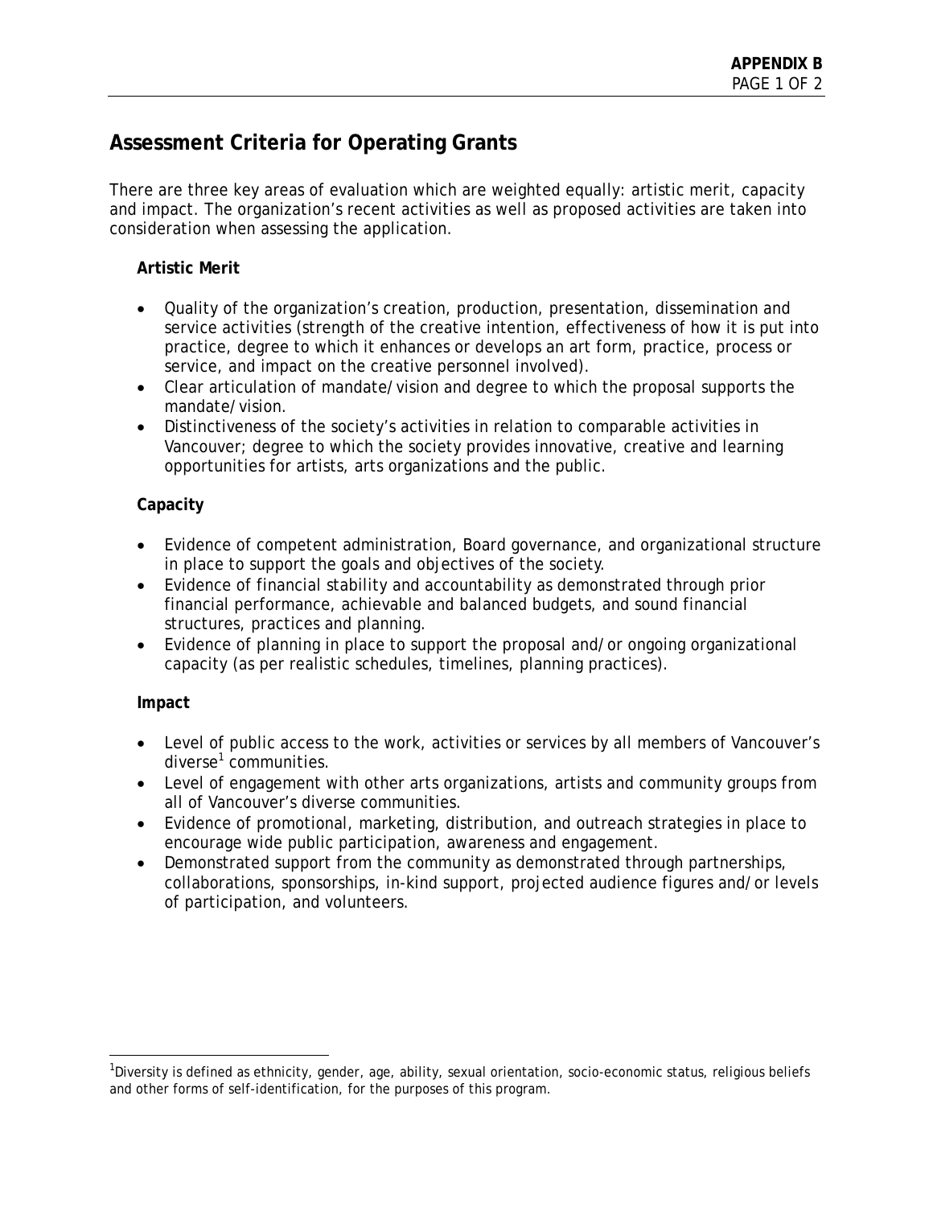## Assessment Criteria for Operating Grants

There are three key areas of evaluation which are weighted equally: artistic merit, capacity and impact. The organization's recent activities as well as proposed activities are taken into consideration when assessing the application.

**Artistic Merit**

- Quality of the organization's creation, production, presentation, dissemination and service activities (strength of the creative intention, effectiveness of how it is put into practice, degree to which it enhances or develops an art form, practice, process or service, and impact on the creative personnel involved).
- Clear articulation of mandate/vision and degree to which the proposal supports the mandate/vision.
- Distinctiveness of the society's activities in relation to comparable activities in Vancouver; degree to which the society provides innovative, creative and learning opportunities for artists, arts organizations and the public.

**Capacity**

- Evidence of competent administration, Board governance, and organizational structure in place to support the goals and objectives of the society.
- Evidence of financial stability and accountability as demonstrated through prior financial performance, achievable and balanced budgets, and sound financial structures, practices and planning.
- Evidence of planning in place to support the proposal and/or ongoing organizational capacity (as per realistic schedules, timelines, planning practices).

**Impact**

- Level of public access to the work, activities or services by all members of Vancouver's diverse[1] communities.
- Level of engagement with other arts organizations, artists and community groups from all of Vancouver's diverse communities.
- Evidence of promotional, marketing, distribution, and outreach strategies in place to encourage wide public participation, awareness and engagement.
- Demonstrated support from the community as demonstrated through partnerships, collaborations, sponsorships, in-kind support, projected audience figures and/or levels of participation, and volunteers.

---

[1]Diversity is defined as ethnicity, gender, age, ability, sexual orientation, socio-economic status, religious beliefs and other forms of self-identification, for the purposes of this program.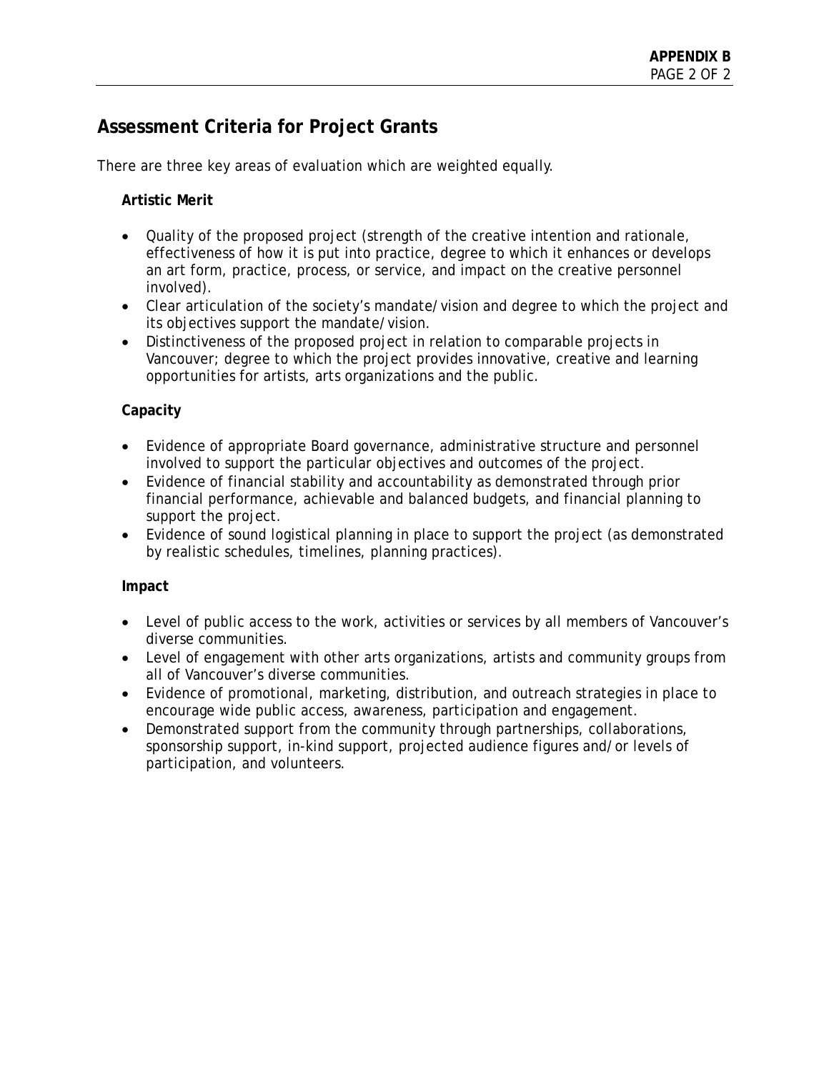## Assessment Criteria for Project Grants

There are three key areas of evaluation which are weighted equally.

**Artistic Merit**

- Quality of the proposed project (strength of the creative intention and rationale, effectiveness of how it is put into practice, degree to which it enhances or develops an art form, practice, process, or service, and impact on the creative personnel involved).
- Clear articulation of the society's mandate/vision and degree to which the project and its objectives support the mandate/vision.
- Distinctiveness of the proposed project in relation to comparable projects in Vancouver; degree to which the project provides innovative, creative and learning opportunities for artists, arts organizations and the public.

**Capacity**

- Evidence of appropriate Board governance, administrative structure and personnel involved to support the particular objectives and outcomes of the project.
- Evidence of financial stability and accountability as demonstrated through prior financial performance, achievable and balanced budgets, and financial planning to support the project.
- Evidence of sound logistical planning in place to support the project (as demonstrated by realistic schedules, timelines, planning practices).

**Impact**

- Level of public access to the work, activities or services by all members of Vancouver's diverse communities.
- Level of engagement with other arts organizations, artists and community groups from all of Vancouver's diverse communities.
- Evidence of promotional, marketing, distribution, and outreach strategies in place to encourage wide public access, awareness, participation and engagement.
- Demonstrated support from the community through partnerships, collaborations, sponsorship support, in-kind support, projected audience figures and/or levels of participation, and volunteers.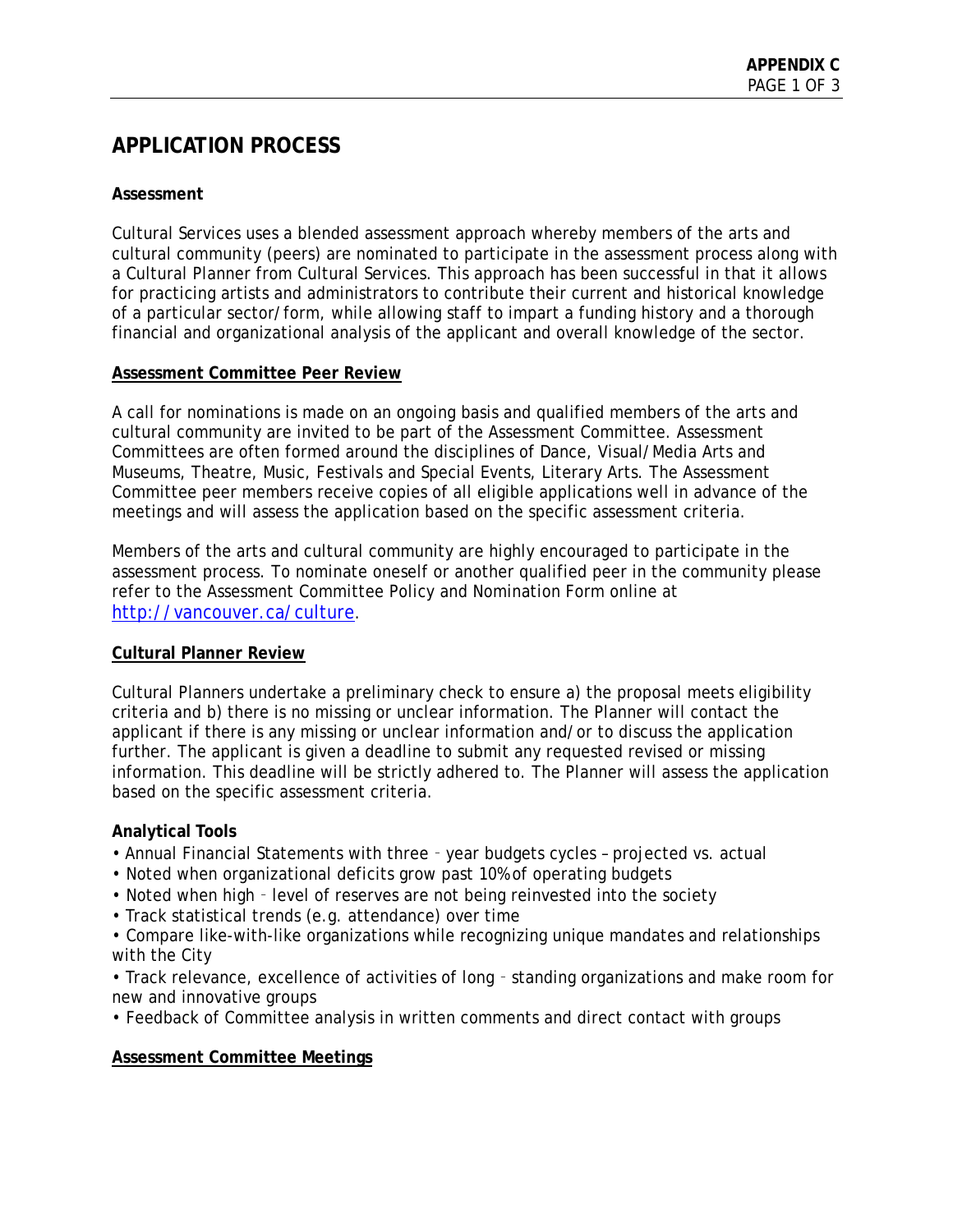# APPLICATION PROCESS

**Assessment**

Cultural Services uses a blended assessment approach whereby members of the arts and cultural community (peers) are nominated to participate in the assessment process along with a Cultural Planner from Cultural Services. This approach has been successful in that it allows for practicing artists and administrators to contribute their current and historical knowledge of a particular sector/form, while allowing staff to impart a funding history and a thorough financial and organizational analysis of the applicant and overall knowledge of the sector.

**Assessment Committee Peer Review**

A call for nominations is made on an ongoing basis and qualified members of the arts and cultural community are invited to be part of the Assessment Committee. Assessment Committees are often formed around the disciplines of Dance, Visual/Media Arts and Museums, Theatre, Music, Festivals and Special Events, Literary Arts. The Assessment Committee peer members receive copies of all eligible applications well in advance of the meetings and will assess the application based on the specific assessment criteria.

Members of the arts and cultural community are highly encouraged to participate in the assessment process. To nominate oneself or another qualified peer in the community please refer to the Assessment Committee Policy and Nomination Form online at http://vancouver.ca/culture.

**Cultural Planner Review**

Cultural Planners undertake a preliminary check to ensure a) the proposal meets eligibility criteria and b) there is no missing or unclear information. The Planner will contact the applicant if there is any missing or unclear information and/or to discuss the application further. The applicant is given a deadline to submit any requested revised or missing information. This deadline will be strictly adhered to. The Planner will assess the application based on the specific assessment criteria.

**Analytical Tools**

- Annual Financial Statements with three – year budgets cycles – projected vs. actual
- Noted when organizational deficits grow past 10% of operating budgets
- Noted when high – level of reserves are not being reinvested into the society
- Track statistical trends (e.g. attendance) over time
- Compare like-with-like organizations while recognizing unique mandates and relationships with the City
- Track relevance, excellence of activities of long – standing organizations and make room for new and innovative groups
- Feedback of Committee analysis in written comments and direct contact with groups

**Assessment Committee Meetings**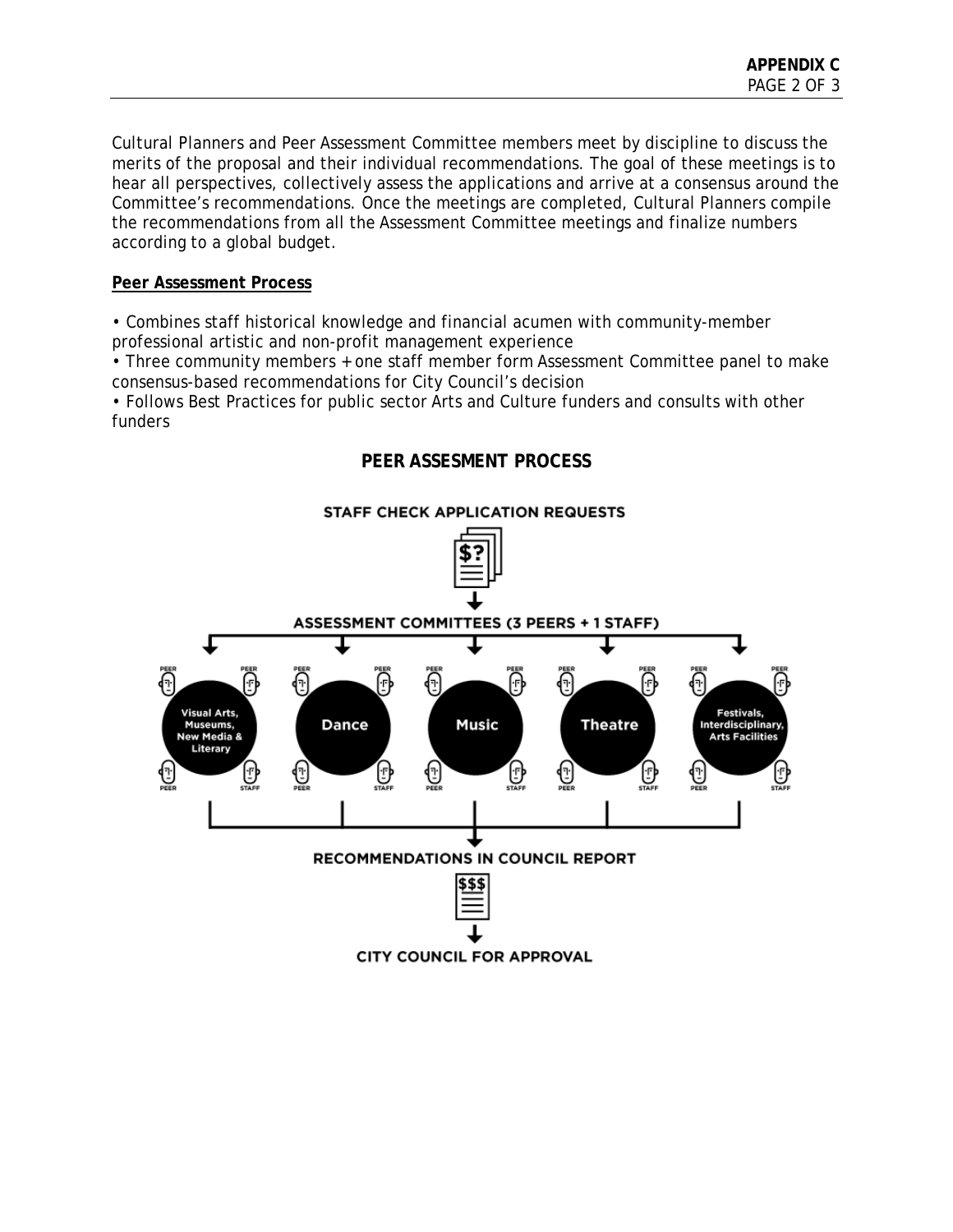Cultural Planners and Peer Assessment Committee members meet by discipline to discuss the merits of the proposal and their individual recommendations. The goal of these meetings is to hear all perspectives, collectively assess the applications and arrive at a consensus around the Committee's recommendations. Once the meetings are completed, Cultural Planners compile the recommendations from all the Assessment Committee meetings and finalize numbers according to a global budget.

**Peer Assessment Process**

• Combines staff historical knowledge and financial acumen with community-member professional artistic and non-profit management experience
• Three community members + one staff member form Assessment Committee panel to make consensus-based recommendations for City Council's decision
• Follows Best Practices for public sector Arts and Culture funders and consults with other funders

**PEER ASSESMENT PROCESS**

STAFF CHECK APPLICATION REQUESTS

ASSESSMENT COMMITTEES (3 PEERS + 1 STAFF)

- Visual Arts, Museums, New Media & Literary (PEER, PEER, PEER, STAFF)
- Dance (PEER, PEER, PEER, STAFF)
- Music (PEER, PEER, PEER, STAFF)
- Theatre (PEER, PEER, PEER, STAFF)
- Festivals, Interdisciplinary, Arts Facilities (PEER, PEER, PEER, STAFF)

RECOMMENDATIONS IN COUNCIL REPORT

CITY COUNCIL FOR APPROVAL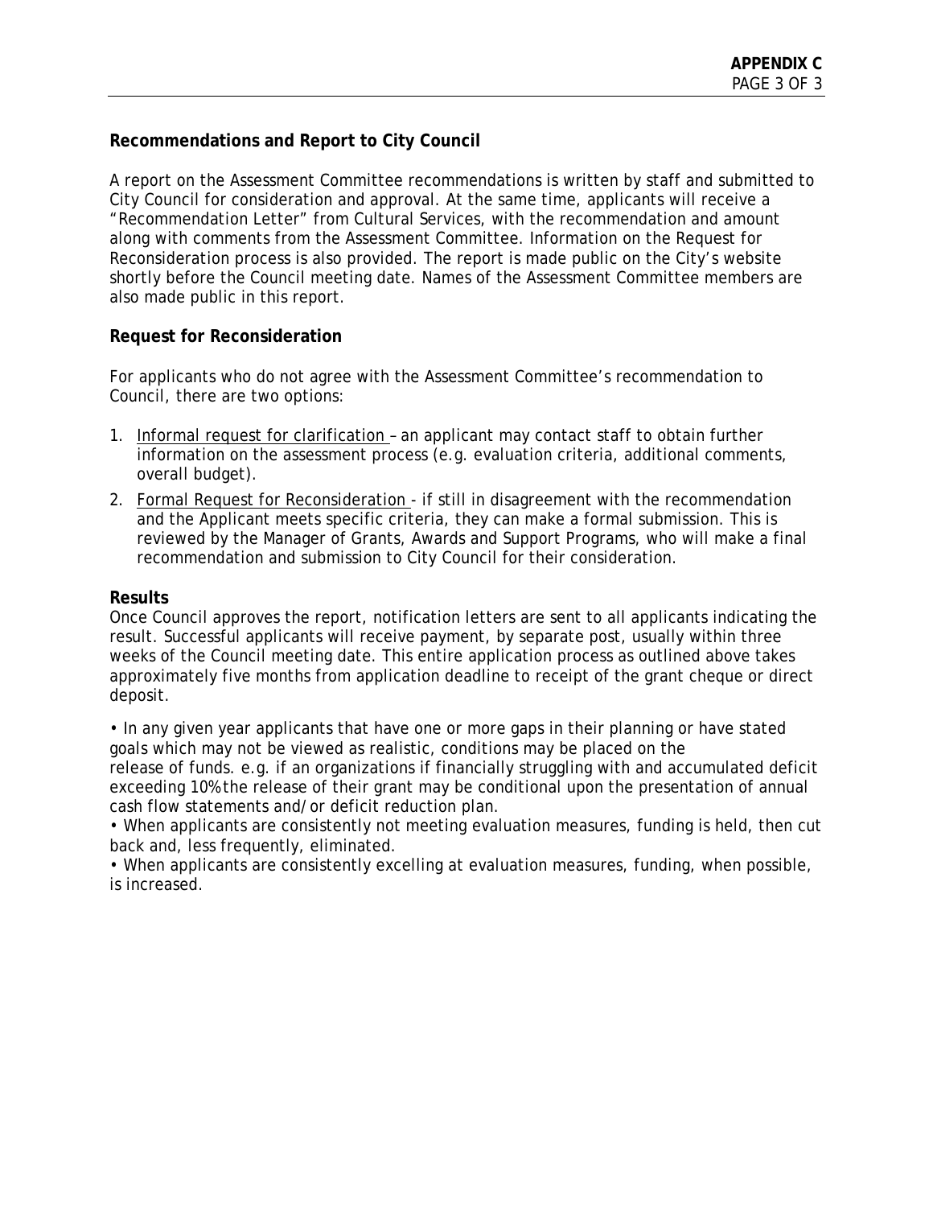**Recommendations and Report to City Council**

A report on the Assessment Committee recommendations is written by staff and submitted to City Council for consideration and approval. At the same time, applicants will receive a "Recommendation Letter" from Cultural Services, with the recommendation and amount along with comments from the Assessment Committee. Information on the Request for Reconsideration process is also provided. The report is made public on the City's website shortly before the Council meeting date. Names of the Assessment Committee members are also made public in this report.

**Request for Reconsideration**

For applicants who do not agree with the Assessment Committee's recommendation to Council, there are two options:

1. Informal request for clarification – an applicant may contact staff to obtain further information on the assessment process (e.g. evaluation criteria, additional comments, overall budget).
2. Formal Request for Reconsideration - if still in disagreement with the recommendation and the Applicant meets specific criteria, they can make a formal submission. This is reviewed by the Manager of Grants, Awards and Support Programs, who will make a final recommendation and submission to City Council for their consideration.

**Results**

Once Council approves the report, notification letters are sent to all applicants indicating the result. Successful applicants will receive payment, by separate post, usually within three weeks of the Council meeting date. This entire application process as outlined above takes approximately five months from application deadline to receipt of the grant cheque or direct deposit.

- In any given year applicants that have one or more gaps in their planning or have stated goals which may not be viewed as realistic, conditions may be placed on the release of funds. e.g. if an organizations if financially struggling with and accumulated deficit exceeding 10% the release of their grant may be conditional upon the presentation of annual cash flow statements and/or deficit reduction plan.
- When applicants are consistently not meeting evaluation measures, funding is held, then cut back and, less frequently, eliminated.
- When applicants are consistently excelling at evaluation measures, funding, when possible, is increased.